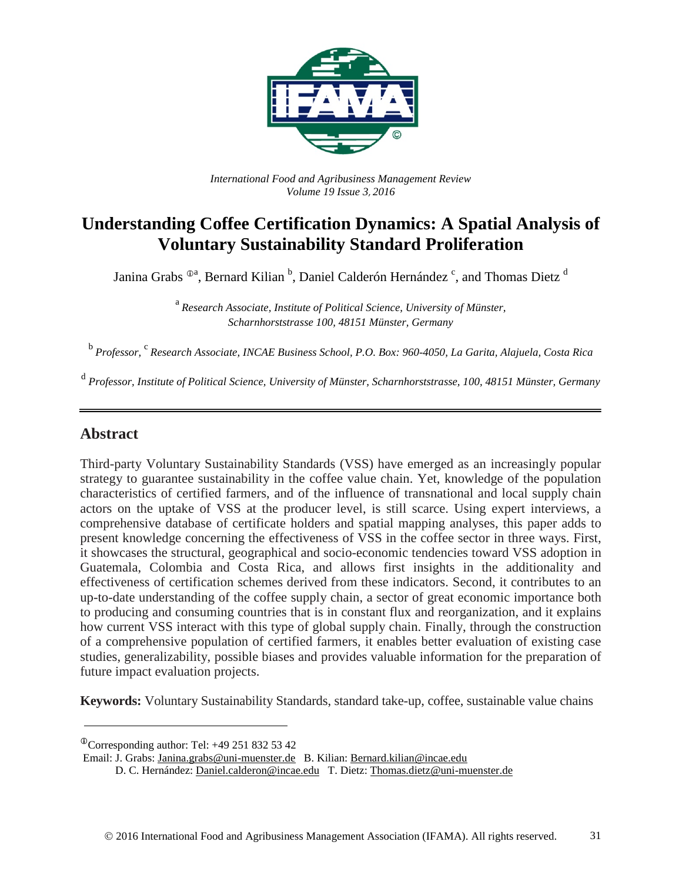*International Food and Agribusiness Management Review*
*Volume 19 Issue 3, 2016*

# Understanding Coffee Certification Dynamics: A Spatial Analysis of Voluntary Sustainability Standard Proliferation

Janina Grabs [ⓘa], Bernard Kilian [b], Daniel Calderón Hernández [c], and Thomas Dietz [d]

[a] *Research Associate, Institute of Political Science, University of Münster, Scharnhorststrasse 100, 48151 Münster, Germany*

[b] *Professor,* [c] *Research Associate, INCAE Business School, P.O. Box: 960-4050, La Garita, Alajuela, Costa Rica*

[d] *Professor, Institute of Political Science, University of Münster, Scharnhorststrasse, 100, 48151 Münster, Germany*

---

## Abstract

Third-party Voluntary Sustainability Standards (VSS) have emerged as an increasingly popular strategy to guarantee sustainability in the coffee value chain. Yet, knowledge of the population characteristics of certified farmers, and of the influence of transnational and local supply chain actors on the uptake of VSS at the producer level, is still scarce. Using expert interviews, a comprehensive database of certificate holders and spatial mapping analyses, this paper adds to present knowledge concerning the effectiveness of VSS in the coffee sector in three ways. First, it showcases the structural, geographical and socio-economic tendencies toward VSS adoption in Guatemala, Colombia and Costa Rica, and allows first insights in the additionality and effectiveness of certification schemes derived from these indicators. Second, it contributes to an up-to-date understanding of the coffee supply chain, a sector of great economic importance both to producing and consuming countries that is in constant flux and reorganization, and it explains how current VSS interact with this type of global supply chain. Finally, through the construction of a comprehensive population of certified farmers, it enables better evaluation of existing case studies, generalizability, possible biases and provides valuable information for the preparation of future impact evaluation projects.

**Keywords:** Voluntary Sustainability Standards, standard take-up, coffee, sustainable value chains

---

ⓘCorresponding author: Tel: +49 251 832 53 42
Email: J. Grabs: Janina.grabs@uni-muenster.de B. Kilian: Bernard.kilian@incae.edu
D. C. Hernández: Daniel.calderon@incae.edu T. Dietz: Thomas.dietz@uni-muenster.de

© 2016 International Food and Agribusiness Management Association (IFAMA). All rights reserved.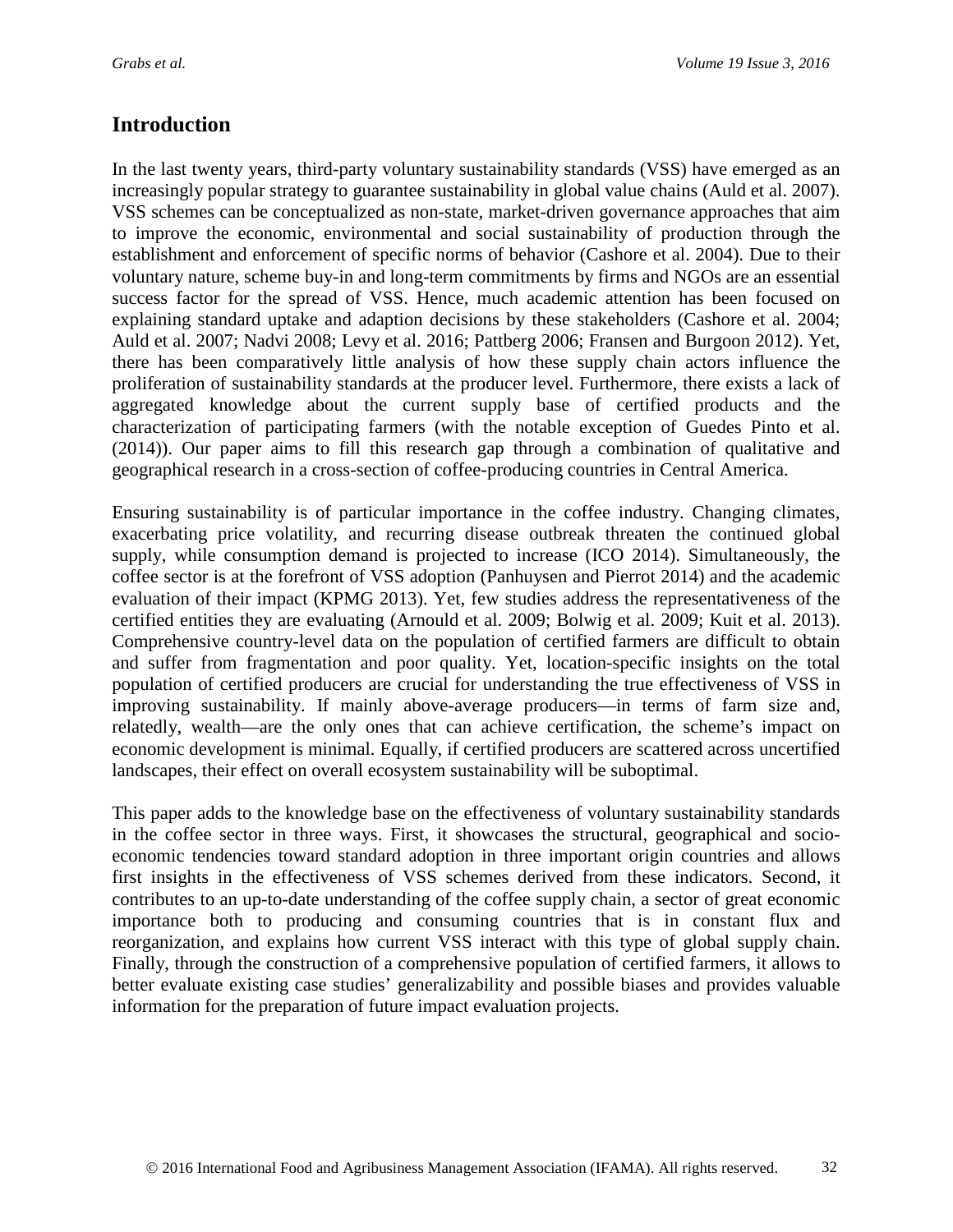## Introduction

In the last twenty years, third-party voluntary sustainability standards (VSS) have emerged as an increasingly popular strategy to guarantee sustainability in global value chains (Auld et al. 2007). VSS schemes can be conceptualized as non-state, market-driven governance approaches that aim to improve the economic, environmental and social sustainability of production through the establishment and enforcement of specific norms of behavior (Cashore et al. 2004). Due to their voluntary nature, scheme buy-in and long-term commitments by firms and NGOs are an essential success factor for the spread of VSS. Hence, much academic attention has been focused on explaining standard uptake and adaption decisions by these stakeholders (Cashore et al. 2004; Auld et al. 2007; Nadvi 2008; Levy et al. 2016; Pattberg 2006; Fransen and Burgoon 2012). Yet, there has been comparatively little analysis of how these supply chain actors influence the proliferation of sustainability standards at the producer level. Furthermore, there exists a lack of aggregated knowledge about the current supply base of certified products and the characterization of participating farmers (with the notable exception of Guedes Pinto et al. (2014)). Our paper aims to fill this research gap through a combination of qualitative and geographical research in a cross-section of coffee-producing countries in Central America.

Ensuring sustainability is of particular importance in the coffee industry. Changing climates, exacerbating price volatility, and recurring disease outbreak threaten the continued global supply, while consumption demand is projected to increase (ICO 2014). Simultaneously, the coffee sector is at the forefront of VSS adoption (Panhuysen and Pierrot 2014) and the academic evaluation of their impact (KPMG 2013). Yet, few studies address the representativeness of the certified entities they are evaluating (Arnould et al. 2009; Bolwig et al. 2009; Kuit et al. 2013). Comprehensive country-level data on the population of certified farmers are difficult to obtain and suffer from fragmentation and poor quality. Yet, location-specific insights on the total population of certified producers are crucial for understanding the true effectiveness of VSS in improving sustainability. If mainly above-average producers—in terms of farm size and, relatedly, wealth—are the only ones that can achieve certification, the scheme's impact on economic development is minimal. Equally, if certified producers are scattered across uncertified landscapes, their effect on overall ecosystem sustainability will be suboptimal.

This paper adds to the knowledge base on the effectiveness of voluntary sustainability standards in the coffee sector in three ways. First, it showcases the structural, geographical and socio-economic tendencies toward standard adoption in three important origin countries and allows first insights in the effectiveness of VSS schemes derived from these indicators. Second, it contributes to an up-to-date understanding of the coffee supply chain, a sector of great economic importance both to producing and consuming countries that is in constant flux and reorganization, and explains how current VSS interact with this type of global supply chain. Finally, through the construction of a comprehensive population of certified farmers, it allows to better evaluate existing case studies' generalizability and possible biases and provides valuable information for the preparation of future impact evaluation projects.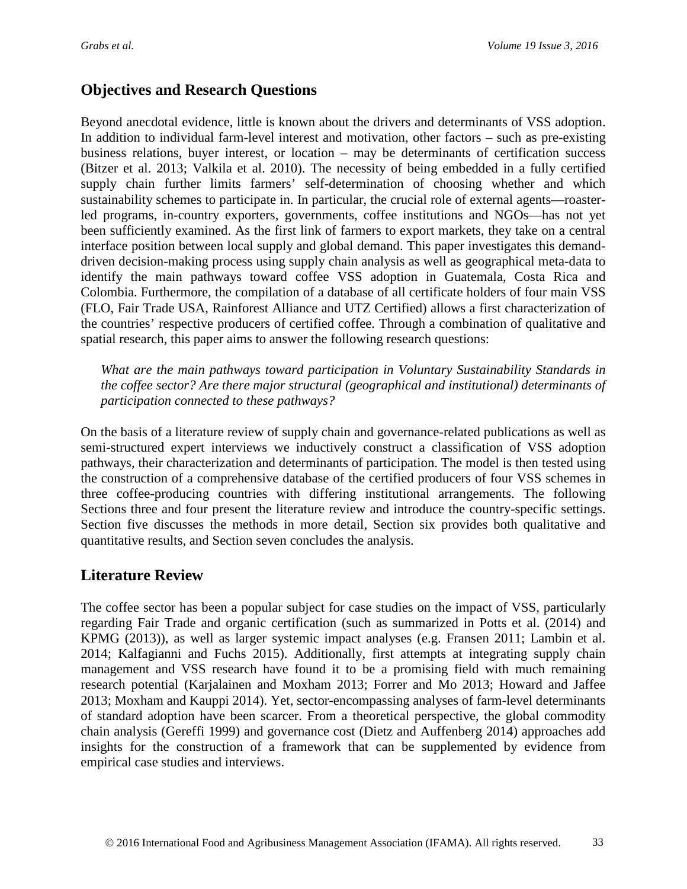## Objectives and Research Questions

Beyond anecdotal evidence, little is known about the drivers and determinants of VSS adoption. In addition to individual farm-level interest and motivation, other factors – such as pre-existing business relations, buyer interest, or location – may be determinants of certification success (Bitzer et al. 2013; Valkila et al. 2010). The necessity of being embedded in a fully certified supply chain further limits farmers' self-determination of choosing whether and which sustainability schemes to participate in. In particular, the crucial role of external agents—roaster-led programs, in-country exporters, governments, coffee institutions and NGOs—has not yet been sufficiently examined. As the first link of farmers to export markets, they take on a central interface position between local supply and global demand. This paper investigates this demand-driven decision-making process using supply chain analysis as well as geographical meta-data to identify the main pathways toward coffee VSS adoption in Guatemala, Costa Rica and Colombia. Furthermore, the compilation of a database of all certificate holders of four main VSS (FLO, Fair Trade USA, Rainforest Alliance and UTZ Certified) allows a first characterization of the countries' respective producers of certified coffee. Through a combination of qualitative and spatial research, this paper aims to answer the following research questions:

*What are the main pathways toward participation in Voluntary Sustainability Standards in the coffee sector? Are there major structural (geographical and institutional) determinants of participation connected to these pathways?*

On the basis of a literature review of supply chain and governance-related publications as well as semi-structured expert interviews we inductively construct a classification of VSS adoption pathways, their characterization and determinants of participation. The model is then tested using the construction of a comprehensive database of the certified producers of four VSS schemes in three coffee-producing countries with differing institutional arrangements. The following Sections three and four present the literature review and introduce the country-specific settings. Section five discusses the methods in more detail, Section six provides both qualitative and quantitative results, and Section seven concludes the analysis.

## Literature Review

The coffee sector has been a popular subject for case studies on the impact of VSS, particularly regarding Fair Trade and organic certification (such as summarized in Potts et al. (2014) and KPMG (2013)), as well as larger systemic impact analyses (e.g. Fransen 2011; Lambin et al. 2014; Kalfagianni and Fuchs 2015). Additionally, first attempts at integrating supply chain management and VSS research have found it to be a promising field with much remaining research potential (Karjalainen and Moxham 2013; Forrer and Mo 2013; Howard and Jaffee 2013; Moxham and Kauppi 2014). Yet, sector-encompassing analyses of farm-level determinants of standard adoption have been scarcer. From a theoretical perspective, the global commodity chain analysis (Gereffi 1999) and governance cost (Dietz and Auffenberg 2014) approaches add insights for the construction of a framework that can be supplemented by evidence from empirical case studies and interviews.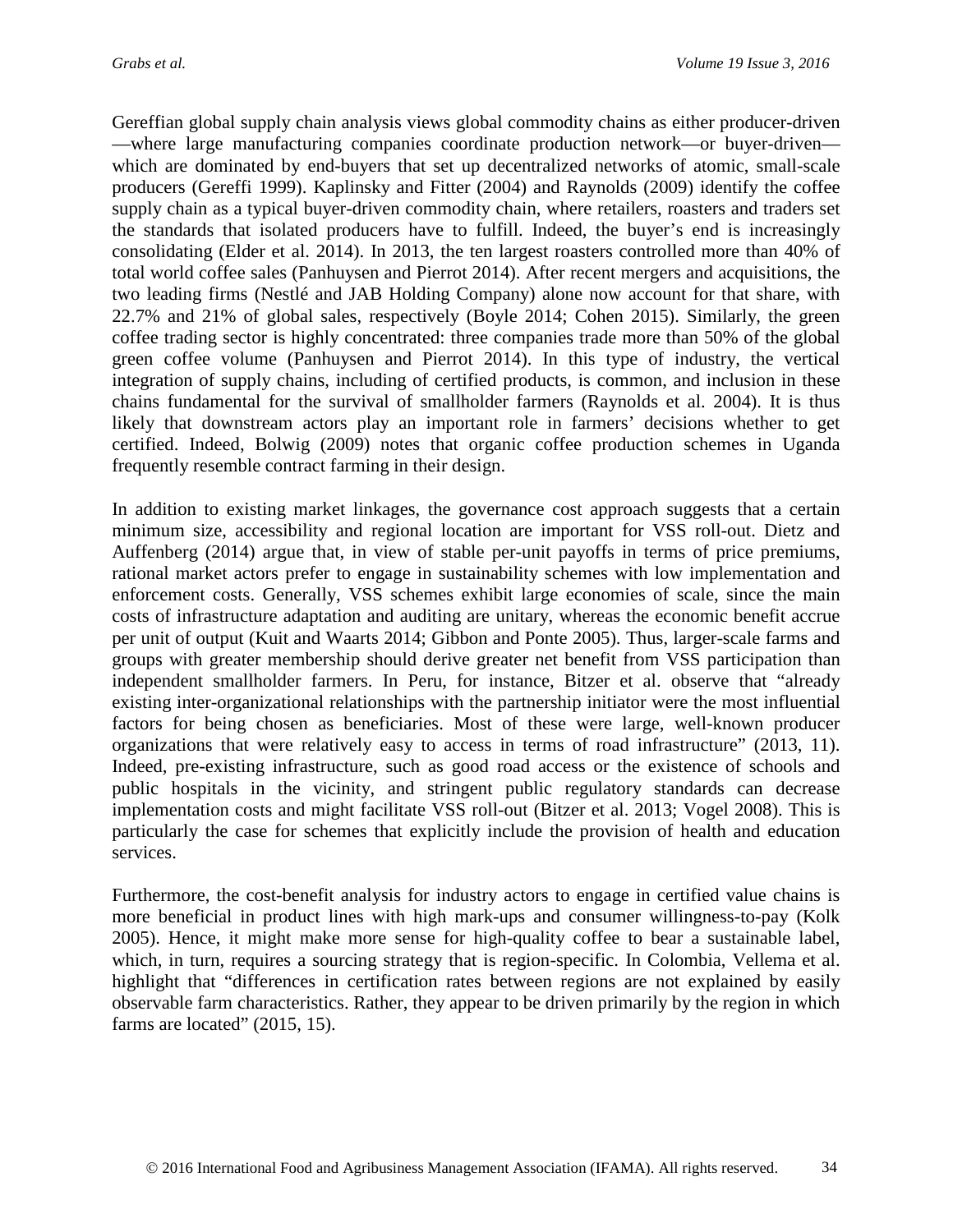Gereffian global supply chain analysis views global commodity chains as either producer-driven —where large manufacturing companies coordinate production network—or buyer-driven— which are dominated by end-buyers that set up decentralized networks of atomic, small-scale producers (Gereffi 1999). Kaplinsky and Fitter (2004) and Raynolds (2009) identify the coffee supply chain as a typical buyer-driven commodity chain, where retailers, roasters and traders set the standards that isolated producers have to fulfill. Indeed, the buyer's end is increasingly consolidating (Elder et al. 2014). In 2013, the ten largest roasters controlled more than 40% of total world coffee sales (Panhuysen and Pierrot 2014). After recent mergers and acquisitions, the two leading firms (Nestlé and JAB Holding Company) alone now account for that share, with 22.7% and 21% of global sales, respectively (Boyle 2014; Cohen 2015). Similarly, the green coffee trading sector is highly concentrated: three companies trade more than 50% of the global green coffee volume (Panhuysen and Pierrot 2014). In this type of industry, the vertical integration of supply chains, including of certified products, is common, and inclusion in these chains fundamental for the survival of smallholder farmers (Raynolds et al. 2004). It is thus likely that downstream actors play an important role in farmers' decisions whether to get certified. Indeed, Bolwig (2009) notes that organic coffee production schemes in Uganda frequently resemble contract farming in their design.

In addition to existing market linkages, the governance cost approach suggests that a certain minimum size, accessibility and regional location are important for VSS roll-out. Dietz and Auffenberg (2014) argue that, in view of stable per-unit payoffs in terms of price premiums, rational market actors prefer to engage in sustainability schemes with low implementation and enforcement costs. Generally, VSS schemes exhibit large economies of scale, since the main costs of infrastructure adaptation and auditing are unitary, whereas the economic benefit accrue per unit of output (Kuit and Waarts 2014; Gibbon and Ponte 2005). Thus, larger-scale farms and groups with greater membership should derive greater net benefit from VSS participation than independent smallholder farmers. In Peru, for instance, Bitzer et al. observe that "already existing inter-organizational relationships with the partnership initiator were the most influential factors for being chosen as beneficiaries. Most of these were large, well-known producer organizations that were relatively easy to access in terms of road infrastructure" (2013, 11). Indeed, pre-existing infrastructure, such as good road access or the existence of schools and public hospitals in the vicinity, and stringent public regulatory standards can decrease implementation costs and might facilitate VSS roll-out (Bitzer et al. 2013; Vogel 2008). This is particularly the case for schemes that explicitly include the provision of health and education services.

Furthermore, the cost-benefit analysis for industry actors to engage in certified value chains is more beneficial in product lines with high mark-ups and consumer willingness-to-pay (Kolk 2005). Hence, it might make more sense for high-quality coffee to bear a sustainable label, which, in turn, requires a sourcing strategy that is region-specific. In Colombia, Vellema et al. highlight that "differences in certification rates between regions are not explained by easily observable farm characteristics. Rather, they appear to be driven primarily by the region in which farms are located" (2015, 15).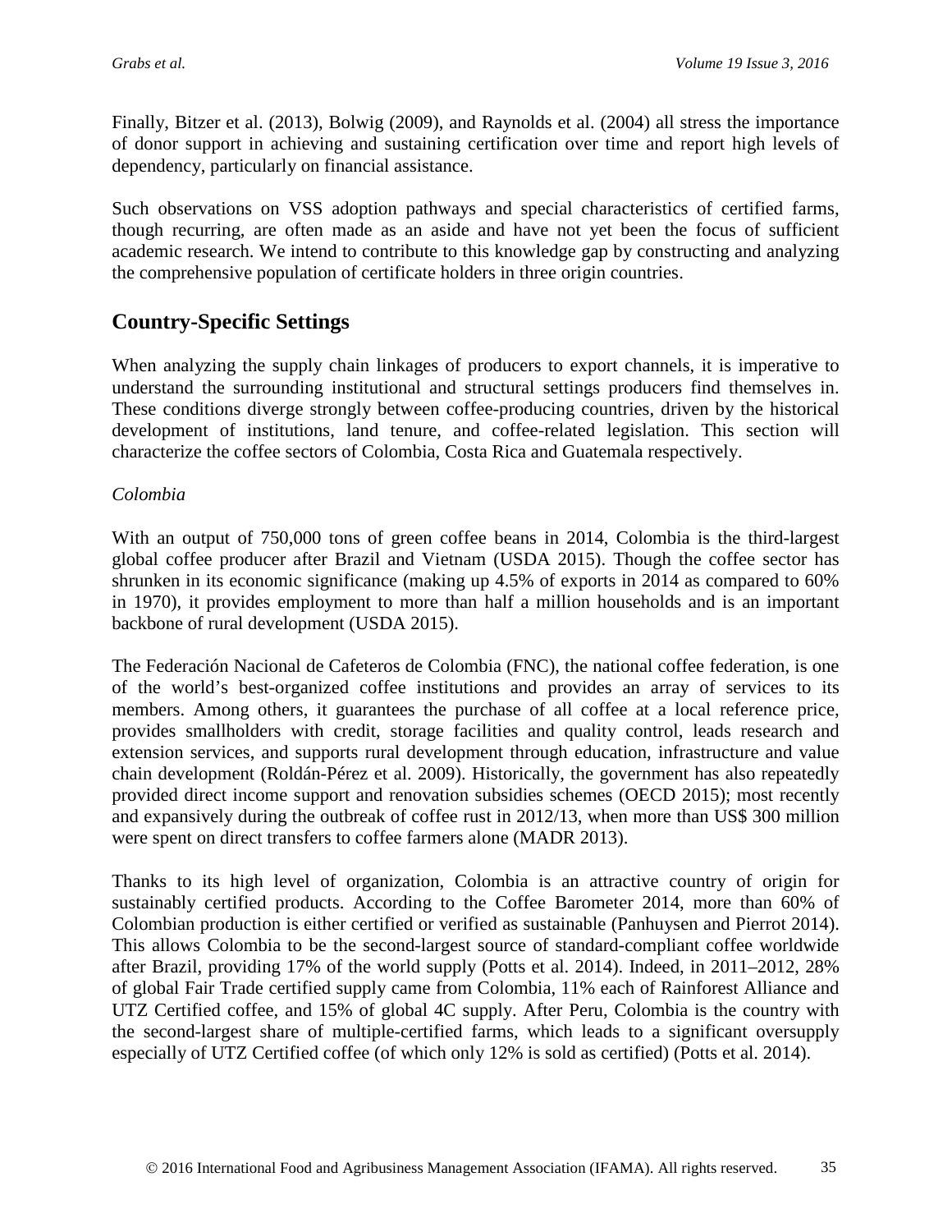Finally, Bitzer et al. (2013), Bolwig (2009), and Raynolds et al. (2004) all stress the importance of donor support in achieving and sustaining certification over time and report high levels of dependency, particularly on financial assistance.

Such observations on VSS adoption pathways and special characteristics of certified farms, though recurring, are often made as an aside and have not yet been the focus of sufficient academic research. We intend to contribute to this knowledge gap by constructing and analyzing the comprehensive population of certificate holders in three origin countries.

## Country-Specific Settings

When analyzing the supply chain linkages of producers to export channels, it is imperative to understand the surrounding institutional and structural settings producers find themselves in. These conditions diverge strongly between coffee-producing countries, driven by the historical development of institutions, land tenure, and coffee-related legislation. This section will characterize the coffee sectors of Colombia, Costa Rica and Guatemala respectively.

*Colombia*

With an output of 750,000 tons of green coffee beans in 2014, Colombia is the third-largest global coffee producer after Brazil and Vietnam (USDA 2015). Though the coffee sector has shrunken in its economic significance (making up 4.5% of exports in 2014 as compared to 60% in 1970), it provides employment to more than half a million households and is an important backbone of rural development (USDA 2015).

The Federación Nacional de Cafeteros de Colombia (FNC), the national coffee federation, is one of the world's best-organized coffee institutions and provides an array of services to its members. Among others, it guarantees the purchase of all coffee at a local reference price, provides smallholders with credit, storage facilities and quality control, leads research and extension services, and supports rural development through education, infrastructure and value chain development (Roldán-Pérez et al. 2009). Historically, the government has also repeatedly provided direct income support and renovation subsidies schemes (OECD 2015); most recently and expansively during the outbreak of coffee rust in 2012/13, when more than US$ 300 million were spent on direct transfers to coffee farmers alone (MADR 2013).

Thanks to its high level of organization, Colombia is an attractive country of origin for sustainably certified products. According to the Coffee Barometer 2014, more than 60% of Colombian production is either certified or verified as sustainable (Panhuysen and Pierrot 2014). This allows Colombia to be the second-largest source of standard-compliant coffee worldwide after Brazil, providing 17% of the world supply (Potts et al. 2014). Indeed, in 2011–2012, 28% of global Fair Trade certified supply came from Colombia, 11% each of Rainforest Alliance and UTZ Certified coffee, and 15% of global 4C supply. After Peru, Colombia is the country with the second-largest share of multiple-certified farms, which leads to a significant oversupply especially of UTZ Certified coffee (of which only 12% is sold as certified) (Potts et al. 2014).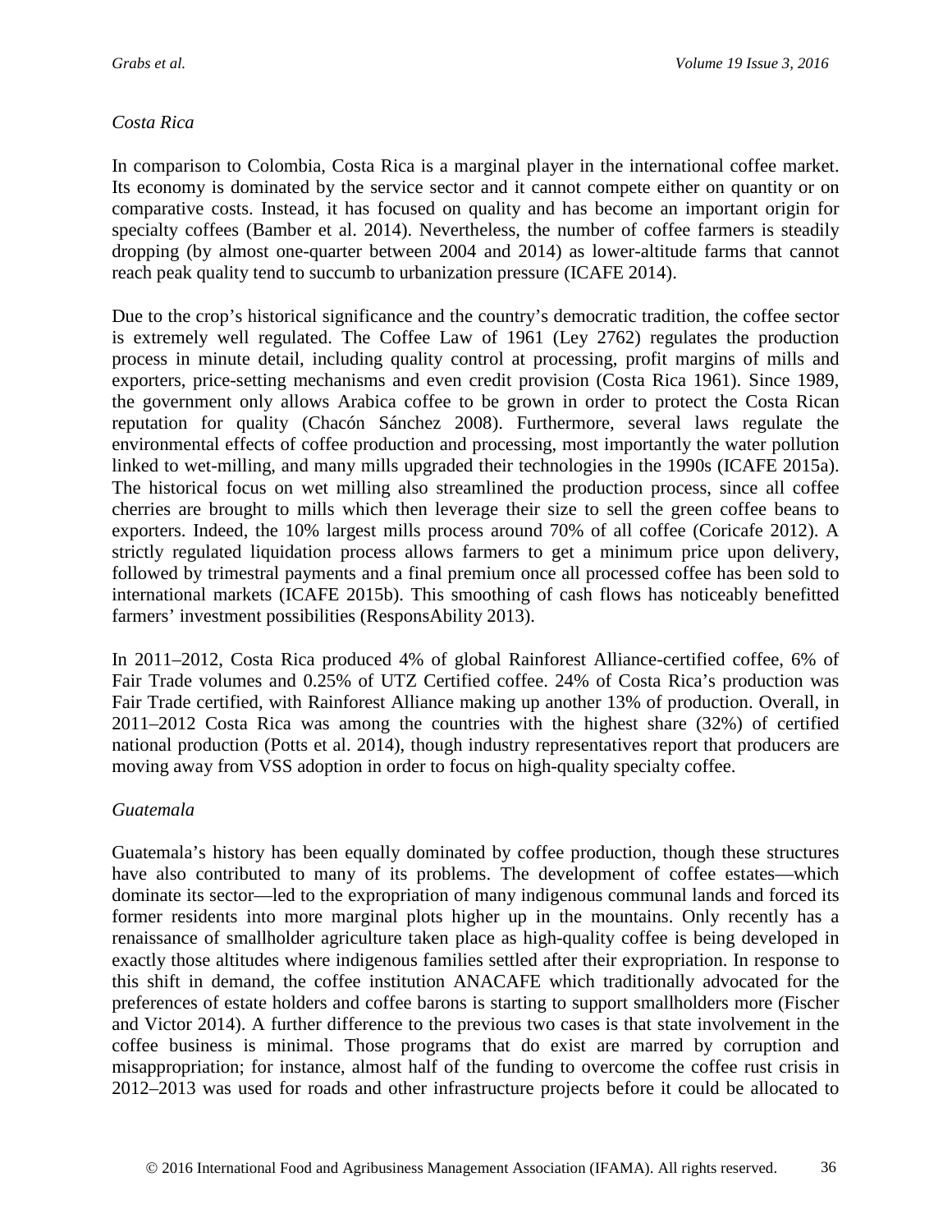*Costa Rica*

In comparison to Colombia, Costa Rica is a marginal player in the international coffee market. Its economy is dominated by the service sector and it cannot compete either on quantity or on comparative costs. Instead, it has focused on quality and has become an important origin for specialty coffees (Bamber et al. 2014). Nevertheless, the number of coffee farmers is steadily dropping (by almost one-quarter between 2004 and 2014) as lower-altitude farms that cannot reach peak quality tend to succumb to urbanization pressure (ICAFE 2014).

Due to the crop's historical significance and the country's democratic tradition, the coffee sector is extremely well regulated. The Coffee Law of 1961 (Ley 2762) regulates the production process in minute detail, including quality control at processing, profit margins of mills and exporters, price-setting mechanisms and even credit provision (Costa Rica 1961). Since 1989, the government only allows Arabica coffee to be grown in order to protect the Costa Rican reputation for quality (Chacón Sánchez 2008). Furthermore, several laws regulate the environmental effects of coffee production and processing, most importantly the water pollution linked to wet-milling, and many mills upgraded their technologies in the 1990s (ICAFE 2015a). The historical focus on wet milling also streamlined the production process, since all coffee cherries are brought to mills which then leverage their size to sell the green coffee beans to exporters. Indeed, the 10% largest mills process around 70% of all coffee (Coricafe 2012). A strictly regulated liquidation process allows farmers to get a minimum price upon delivery, followed by trimestral payments and a final premium once all processed coffee has been sold to international markets (ICAFE 2015b). This smoothing of cash flows has noticeably benefitted farmers' investment possibilities (ResponsAbility 2013).

In 2011–2012, Costa Rica produced 4% of global Rainforest Alliance-certified coffee, 6% of Fair Trade volumes and 0.25% of UTZ Certified coffee. 24% of Costa Rica's production was Fair Trade certified, with Rainforest Alliance making up another 13% of production. Overall, in 2011–2012 Costa Rica was among the countries with the highest share (32%) of certified national production (Potts et al. 2014), though industry representatives report that producers are moving away from VSS adoption in order to focus on high-quality specialty coffee.

*Guatemala*

Guatemala's history has been equally dominated by coffee production, though these structures have also contributed to many of its problems. The development of coffee estates—which dominate its sector—led to the expropriation of many indigenous communal lands and forced its former residents into more marginal plots higher up in the mountains. Only recently has a renaissance of smallholder agriculture taken place as high-quality coffee is being developed in exactly those altitudes where indigenous families settled after their expropriation. In response to this shift in demand, the coffee institution ANACAFE which traditionally advocated for the preferences of estate holders and coffee barons is starting to support smallholders more (Fischer and Victor 2014). A further difference to the previous two cases is that state involvement in the coffee business is minimal. Those programs that do exist are marred by corruption and misappropriation; for instance, almost half of the funding to overcome the coffee rust crisis in 2012–2013 was used for roads and other infrastructure projects before it could be allocated to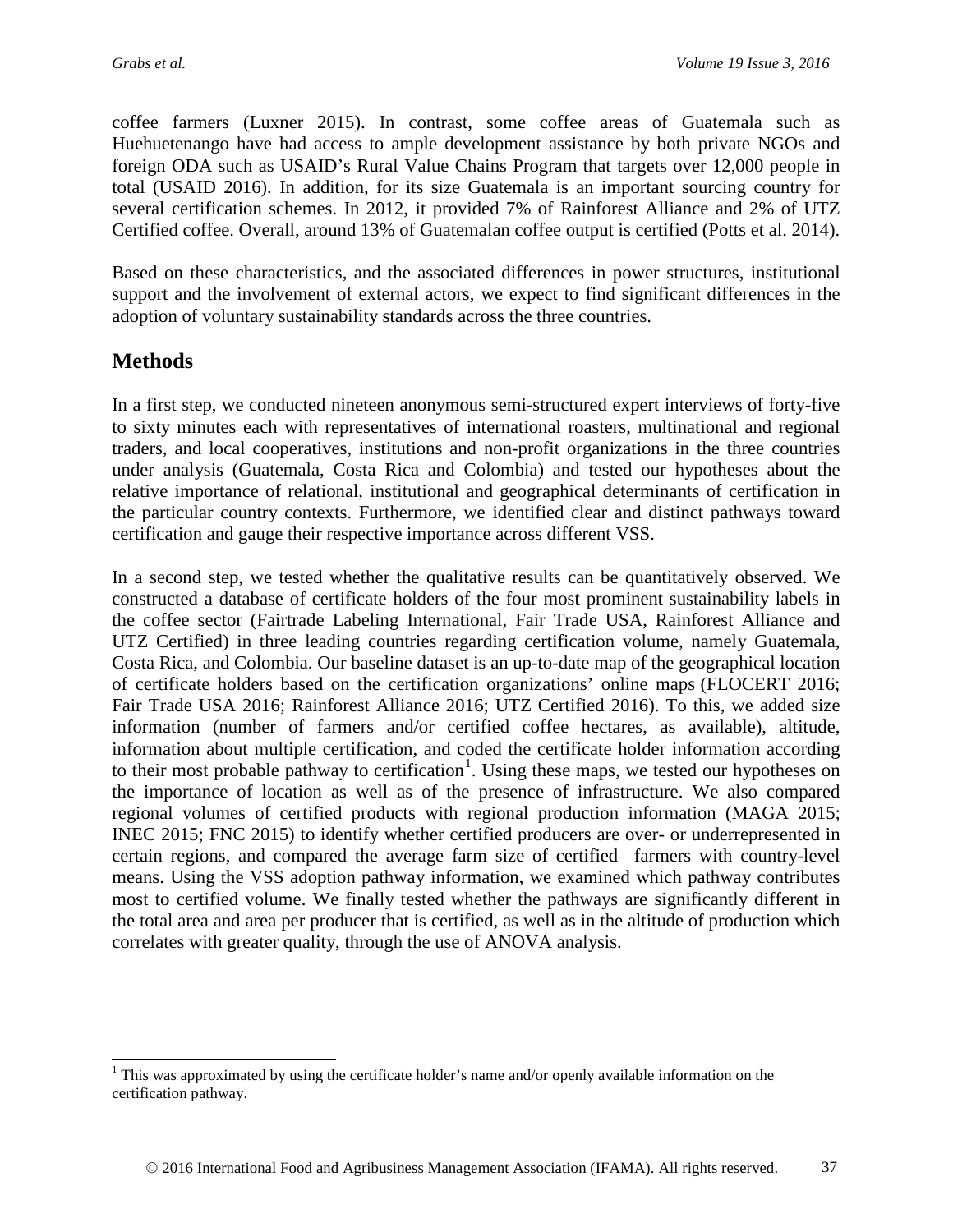coffee farmers (Luxner 2015). In contrast, some coffee areas of Guatemala such as Huehuetenango have had access to ample development assistance by both private NGOs and foreign ODA such as USAID's Rural Value Chains Program that targets over 12,000 people in total (USAID 2016). In addition, for its size Guatemala is an important sourcing country for several certification schemes. In 2012, it provided 7% of Rainforest Alliance and 2% of UTZ Certified coffee. Overall, around 13% of Guatemalan coffee output is certified (Potts et al. 2014).

Based on these characteristics, and the associated differences in power structures, institutional support and the involvement of external actors, we expect to find significant differences in the adoption of voluntary sustainability standards across the three countries.

## Methods

In a first step, we conducted nineteen anonymous semi-structured expert interviews of forty-five to sixty minutes each with representatives of international roasters, multinational and regional traders, and local cooperatives, institutions and non-profit organizations in the three countries under analysis (Guatemala, Costa Rica and Colombia) and tested our hypotheses about the relative importance of relational, institutional and geographical determinants of certification in the particular country contexts. Furthermore, we identified clear and distinct pathways toward certification and gauge their respective importance across different VSS.

In a second step, we tested whether the qualitative results can be quantitatively observed. We constructed a database of certificate holders of the four most prominent sustainability labels in the coffee sector (Fairtrade Labeling International, Fair Trade USA, Rainforest Alliance and UTZ Certified) in three leading countries regarding certification volume, namely Guatemala, Costa Rica, and Colombia. Our baseline dataset is an up-to-date map of the geographical location of certificate holders based on the certification organizations' online maps (FLOCERT 2016; Fair Trade USA 2016; Rainforest Alliance 2016; UTZ Certified 2016). To this, we added size information (number of farmers and/or certified coffee hectares, as available), altitude, information about multiple certification, and coded the certificate holder information according to their most probable pathway to certification[1]. Using these maps, we tested our hypotheses on the importance of location as well as of the presence of infrastructure. We also compared regional volumes of certified products with regional production information (MAGA 2015; INEC 2015; FNC 2015) to identify whether certified producers are over- or underrepresented in certain regions, and compared the average farm size of certified farmers with country-level means. Using the VSS adoption pathway information, we examined which pathway contributes most to certified volume. We finally tested whether the pathways are significantly different in the total area and area per producer that is certified, as well as in the altitude of production which correlates with greater quality, through the use of ANOVA analysis.

[1] This was approximated by using the certificate holder's name and/or openly available information on the certification pathway.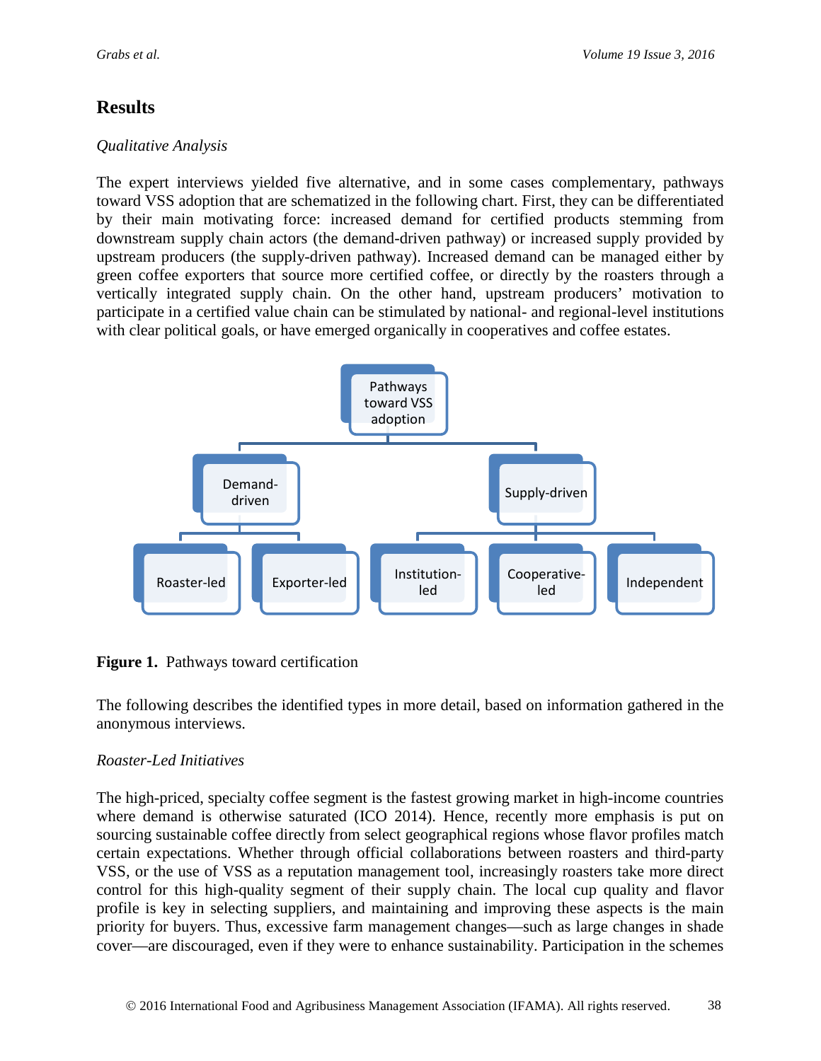## Results

*Qualitative Analysis*

The expert interviews yielded five alternative, and in some cases complementary, pathways toward VSS adoption that are schematized in the following chart. First, they can be differentiated by their main motivating force: increased demand for certified products stemming from downstream supply chain actors (the demand-driven pathway) or increased supply provided by upstream producers (the supply-driven pathway). Increased demand can be managed either by green coffee exporters that source more certified coffee, or directly by the roasters through a vertically integrated supply chain. On the other hand, upstream producers' motivation to participate in a certified value chain can be stimulated by national- and regional-level institutions with clear political goals, or have emerged organically in cooperatives and coffee estates.

- Pathways toward VSS adoption
  - Demand-driven
    - Roaster-led
    - Exporter-led
  - Supply-driven
    - Institution-led
    - Cooperative-led
    - Independent

**Figure 1.** Pathways toward certification

The following describes the identified types in more detail, based on information gathered in the anonymous interviews.

*Roaster-Led Initiatives*

The high-priced, specialty coffee segment is the fastest growing market in high-income countries where demand is otherwise saturated (ICO 2014). Hence, recently more emphasis is put on sourcing sustainable coffee directly from select geographical regions whose flavor profiles match certain expectations. Whether through official collaborations between roasters and third-party VSS, or the use of VSS as a reputation management tool, increasingly roasters take more direct control for this high-quality segment of their supply chain. The local cup quality and flavor profile is key in selecting suppliers, and maintaining and improving these aspects is the main priority for buyers. Thus, excessive farm management changes—such as large changes in shade cover—are discouraged, even if they were to enhance sustainability. Participation in the schemes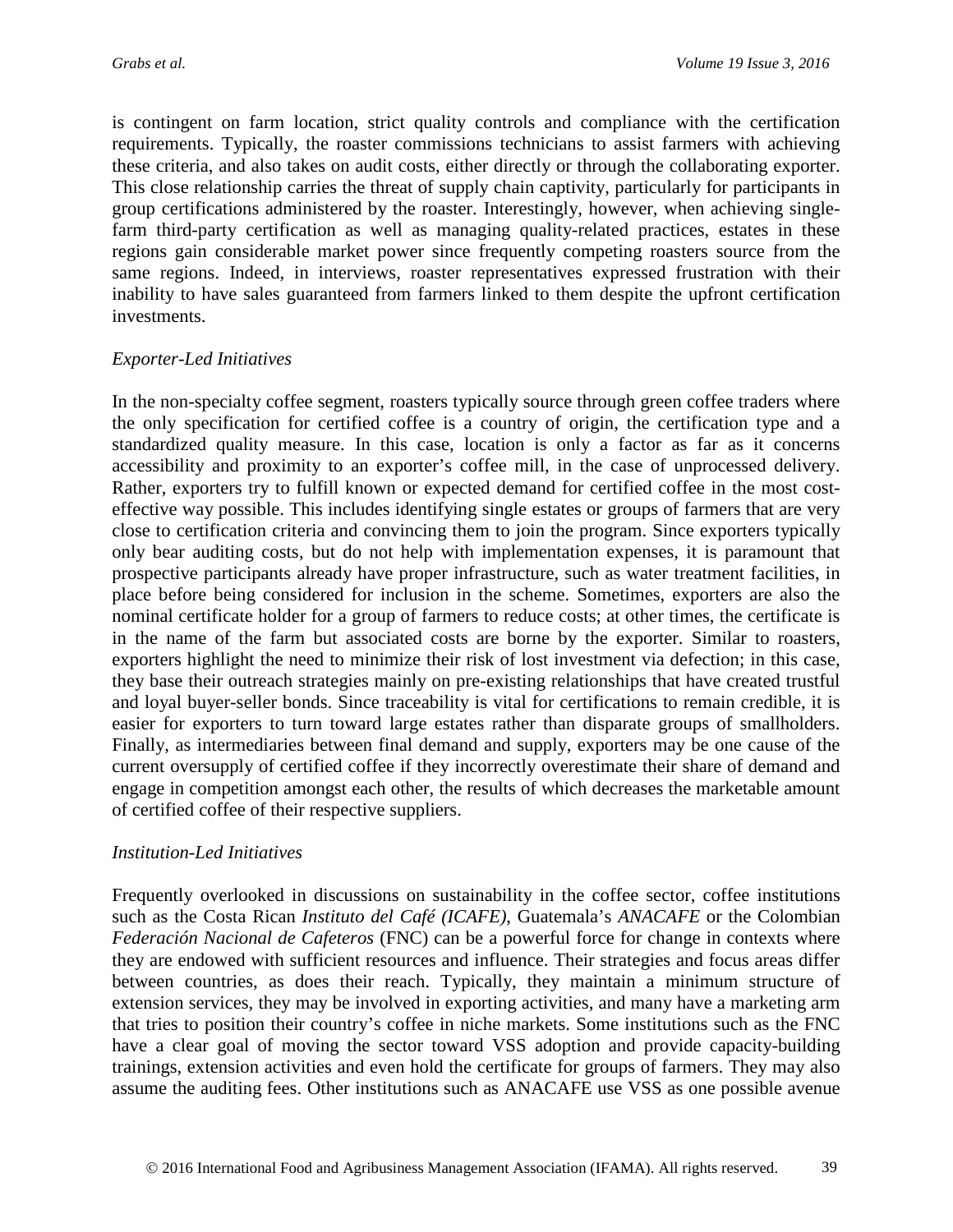is contingent on farm location, strict quality controls and compliance with the certification requirements. Typically, the roaster commissions technicians to assist farmers with achieving these criteria, and also takes on audit costs, either directly or through the collaborating exporter. This close relationship carries the threat of supply chain captivity, particularly for participants in group certifications administered by the roaster. Interestingly, however, when achieving single-farm third-party certification as well as managing quality-related practices, estates in these regions gain considerable market power since frequently competing roasters source from the same regions. Indeed, in interviews, roaster representatives expressed frustration with their inability to have sales guaranteed from farmers linked to them despite the upfront certification investments.

*Exporter-Led Initiatives*

In the non-specialty coffee segment, roasters typically source through green coffee traders where the only specification for certified coffee is a country of origin, the certification type and a standardized quality measure. In this case, location is only a factor as far as it concerns accessibility and proximity to an exporter's coffee mill, in the case of unprocessed delivery. Rather, exporters try to fulfill known or expected demand for certified coffee in the most cost-effective way possible. This includes identifying single estates or groups of farmers that are very close to certification criteria and convincing them to join the program. Since exporters typically only bear auditing costs, but do not help with implementation expenses, it is paramount that prospective participants already have proper infrastructure, such as water treatment facilities, in place before being considered for inclusion in the scheme. Sometimes, exporters are also the nominal certificate holder for a group of farmers to reduce costs; at other times, the certificate is in the name of the farm but associated costs are borne by the exporter. Similar to roasters, exporters highlight the need to minimize their risk of lost investment via defection; in this case, they base their outreach strategies mainly on pre-existing relationships that have created trustful and loyal buyer-seller bonds. Since traceability is vital for certifications to remain credible, it is easier for exporters to turn toward large estates rather than disparate groups of smallholders. Finally, as intermediaries between final demand and supply, exporters may be one cause of the current oversupply of certified coffee if they incorrectly overestimate their share of demand and engage in competition amongst each other, the results of which decreases the marketable amount of certified coffee of their respective suppliers.

*Institution-Led Initiatives*

Frequently overlooked in discussions on sustainability in the coffee sector, coffee institutions such as the Costa Rican *Instituto del Café (ICAFE)*, Guatemala's *ANACAFE* or the Colombian *Federación Nacional de Cafeteros* (FNC) can be a powerful force for change in contexts where they are endowed with sufficient resources and influence. Their strategies and focus areas differ between countries, as does their reach. Typically, they maintain a minimum structure of extension services, they may be involved in exporting activities, and many have a marketing arm that tries to position their country's coffee in niche markets. Some institutions such as the FNC have a clear goal of moving the sector toward VSS adoption and provide capacity-building trainings, extension activities and even hold the certificate for groups of farmers. They may also assume the auditing fees. Other institutions such as ANACAFE use VSS as one possible avenue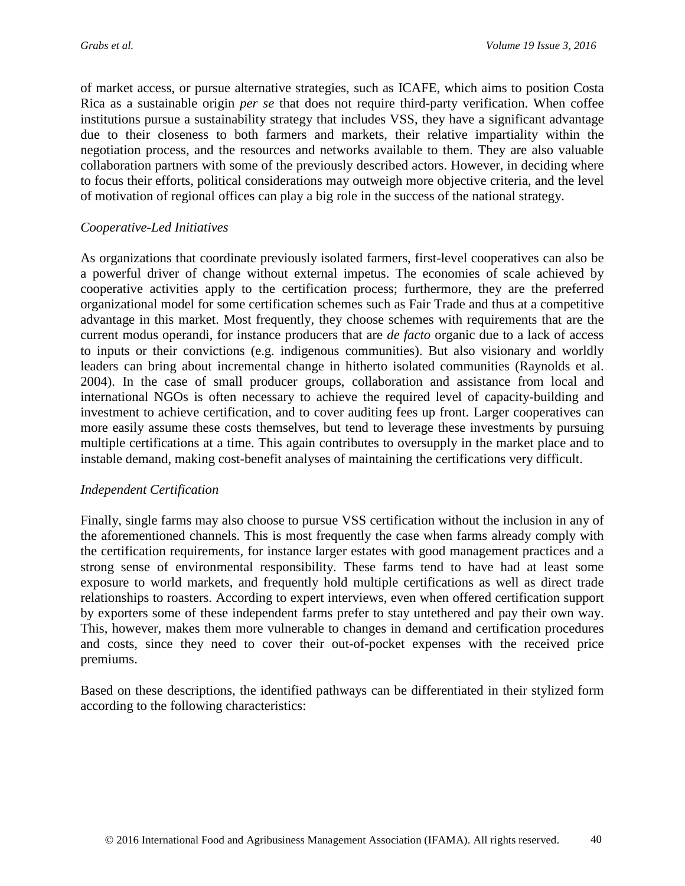of market access, or pursue alternative strategies, such as ICAFE, which aims to position Costa Rica as a sustainable origin *per se* that does not require third-party verification. When coffee institutions pursue a sustainability strategy that includes VSS, they have a significant advantage due to their closeness to both farmers and markets, their relative impartiality within the negotiation process, and the resources and networks available to them. They are also valuable collaboration partners with some of the previously described actors. However, in deciding where to focus their efforts, political considerations may outweigh more objective criteria, and the level of motivation of regional offices can play a big role in the success of the national strategy.

*Cooperative-Led Initiatives*

As organizations that coordinate previously isolated farmers, first-level cooperatives can also be a powerful driver of change without external impetus. The economies of scale achieved by cooperative activities apply to the certification process; furthermore, they are the preferred organizational model for some certification schemes such as Fair Trade and thus at a competitive advantage in this market. Most frequently, they choose schemes with requirements that are the current modus operandi, for instance producers that are *de facto* organic due to a lack of access to inputs or their convictions (e.g. indigenous communities). But also visionary and worldly leaders can bring about incremental change in hitherto isolated communities (Raynolds et al. 2004). In the case of small producer groups, collaboration and assistance from local and international NGOs is often necessary to achieve the required level of capacity-building and investment to achieve certification, and to cover auditing fees up front. Larger cooperatives can more easily assume these costs themselves, but tend to leverage these investments by pursuing multiple certifications at a time. This again contributes to oversupply in the market place and to instable demand, making cost-benefit analyses of maintaining the certifications very difficult.

*Independent Certification*

Finally, single farms may also choose to pursue VSS certification without the inclusion in any of the aforementioned channels. This is most frequently the case when farms already comply with the certification requirements, for instance larger estates with good management practices and a strong sense of environmental responsibility. These farms tend to have had at least some exposure to world markets, and frequently hold multiple certifications as well as direct trade relationships to roasters. According to expert interviews, even when offered certification support by exporters some of these independent farms prefer to stay untethered and pay their own way. This, however, makes them more vulnerable to changes in demand and certification procedures and costs, since they need to cover their out-of-pocket expenses with the received price premiums.

Based on these descriptions, the identified pathways can be differentiated in their stylized form according to the following characteristics: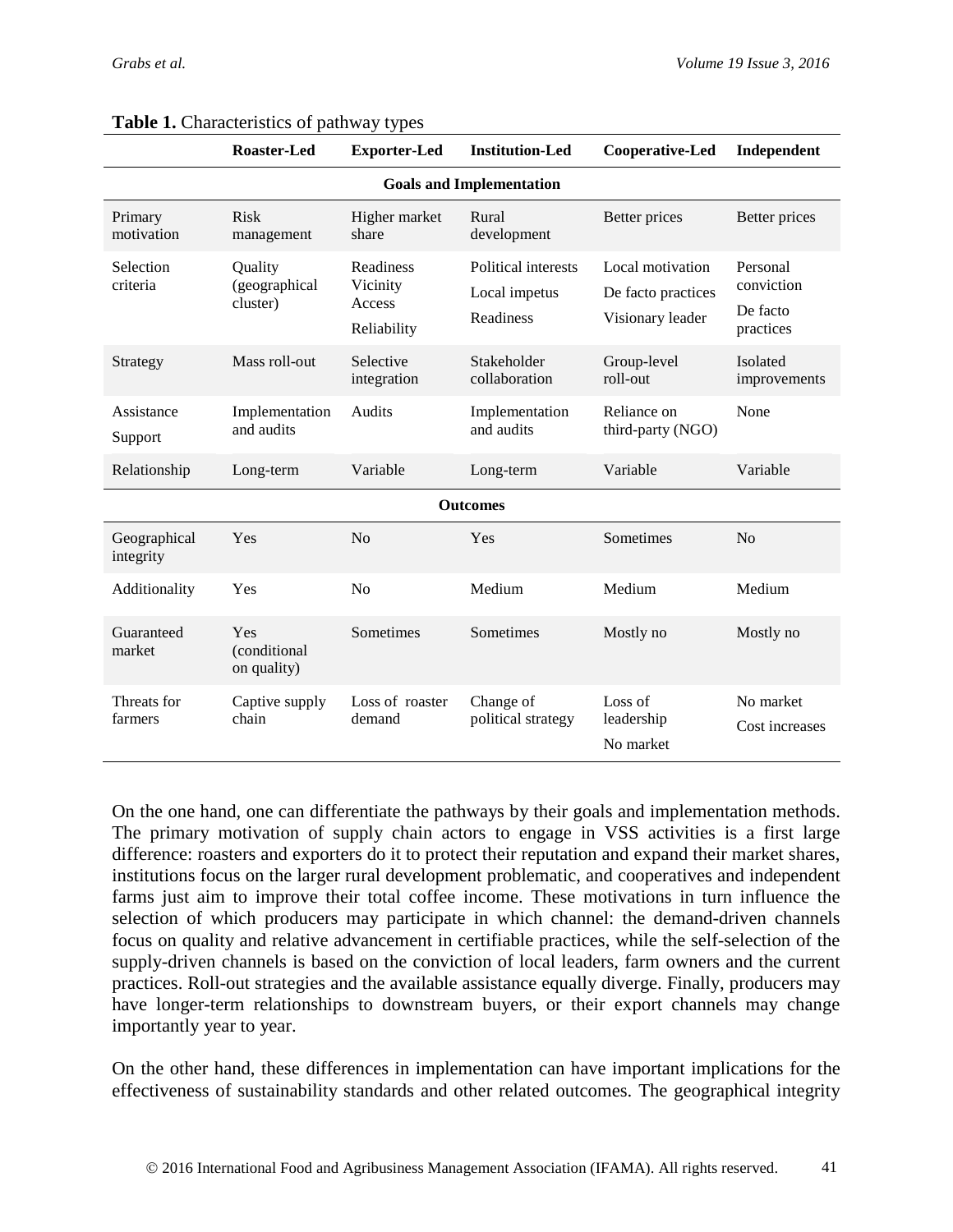**Table 1.** Characteristics of pathway types

| | Roaster-Led | Exporter-Led | Institution-Led | Cooperative-Led | Independent |
|---|---|---|---|---|---|
| **Goals and Implementation** | | | | | |
| Primary motivation | Risk management | Higher market share | Rural development | Better prices | Better prices |
| Selection criteria | Quality (geographical cluster) | Readiness Vicinity Access Reliability | Political interests Local impetus Readiness | Local motivation De facto practices Visionary leader | Personal conviction De facto practices |
| Strategy | Mass roll-out | Selective integration | Stakeholder collaboration | Group-level roll-out | Isolated improvements |
| Assistance Support | Implementation and audits | Audits | Implementation and audits | Reliance on third-party (NGO) | None |
| Relationship | Long-term | Variable | Long-term | Variable | Variable |
| **Outcomes** | | | | | |
| Geographical integrity | Yes | No | Yes | Sometimes | No |
| Additionality | Yes | No | Medium | Medium | Medium |
| Guaranteed market | Yes (conditional on quality) | Sometimes | Sometimes | Mostly no | Mostly no |
| Threats for farmers | Captive supply chain | Loss of roaster demand | Change of political strategy | Loss of leadership No market | No market Cost increases |

On the one hand, one can differentiate the pathways by their goals and implementation methods. The primary motivation of supply chain actors to engage in VSS activities is a first large difference: roasters and exporters do it to protect their reputation and expand their market shares, institutions focus on the larger rural development problematic, and cooperatives and independent farms just aim to improve their total coffee income. These motivations in turn influence the selection of which producers may participate in which channel: the demand-driven channels focus on quality and relative advancement in certifiable practices, while the self-selection of the supply-driven channels is based on the conviction of local leaders, farm owners and the current practices. Roll-out strategies and the available assistance equally diverge. Finally, producers may have longer-term relationships to downstream buyers, or their export channels may change importantly year to year.

On the other hand, these differences in implementation can have important implications for the effectiveness of sustainability standards and other related outcomes. The geographical integrity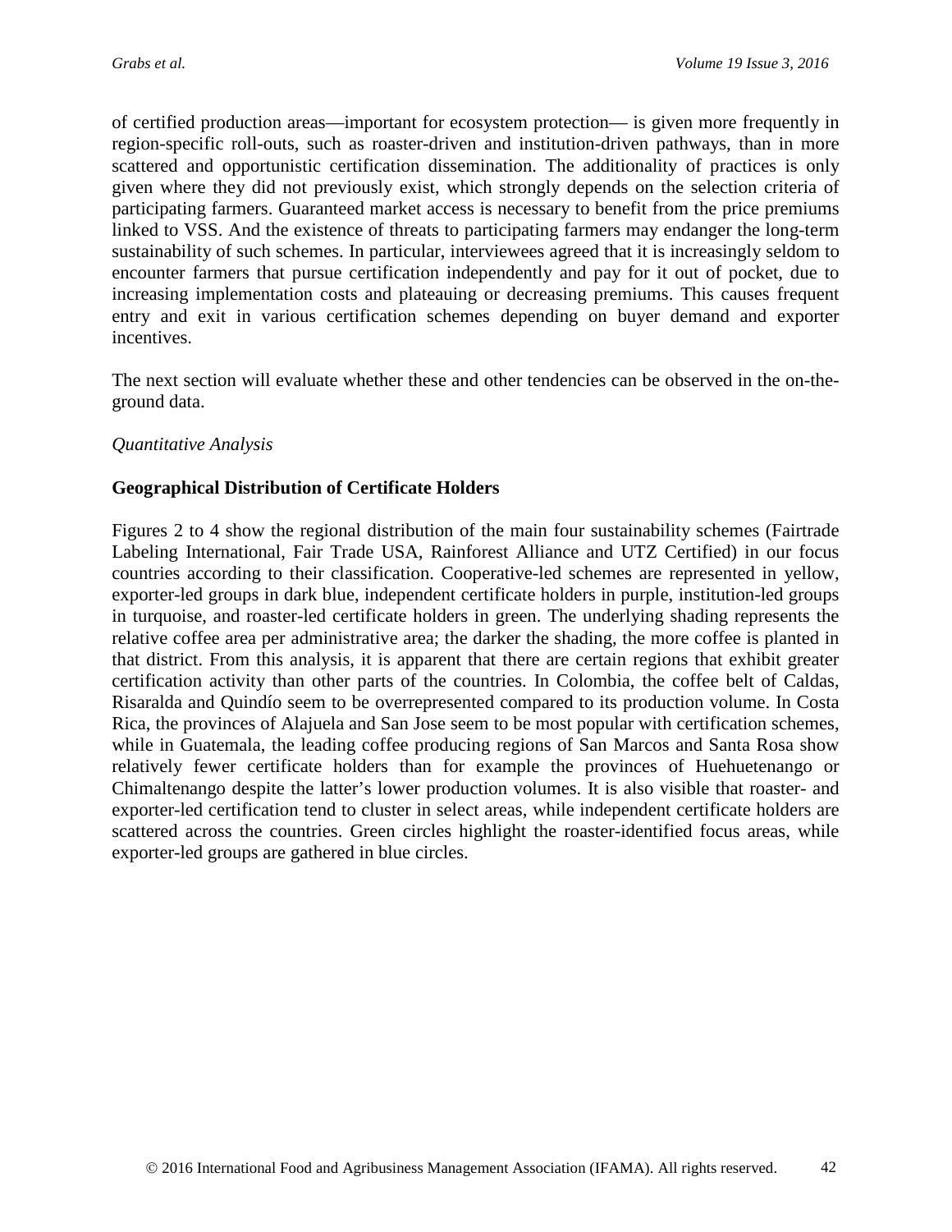of certified production areas—important for ecosystem protection— is given more frequently in region-specific roll-outs, such as roaster-driven and institution-driven pathways, than in more scattered and opportunistic certification dissemination. The additionality of practices is only given where they did not previously exist, which strongly depends on the selection criteria of participating farmers. Guaranteed market access is necessary to benefit from the price premiums linked to VSS. And the existence of threats to participating farmers may endanger the long-term sustainability of such schemes. In particular, interviewees agreed that it is increasingly seldom to encounter farmers that pursue certification independently and pay for it out of pocket, due to increasing implementation costs and plateauing or decreasing premiums. This causes frequent entry and exit in various certification schemes depending on buyer demand and exporter incentives.

The next section will evaluate whether these and other tendencies can be observed in the on-the-ground data.

*Quantitative Analysis*

**Geographical Distribution of Certificate Holders**

Figures 2 to 4 show the regional distribution of the main four sustainability schemes (Fairtrade Labeling International, Fair Trade USA, Rainforest Alliance and UTZ Certified) in our focus countries according to their classification. Cooperative-led schemes are represented in yellow, exporter-led groups in dark blue, independent certificate holders in purple, institution-led groups in turquoise, and roaster-led certificate holders in green. The underlying shading represents the relative coffee area per administrative area; the darker the shading, the more coffee is planted in that district. From this analysis, it is apparent that there are certain regions that exhibit greater certification activity than other parts of the countries. In Colombia, the coffee belt of Caldas, Risaralda and Quindío seem to be overrepresented compared to its production volume. In Costa Rica, the provinces of Alajuela and San Jose seem to be most popular with certification schemes, while in Guatemala, the leading coffee producing regions of San Marcos and Santa Rosa show relatively fewer certificate holders than for example the provinces of Huehuetenango or Chimaltenango despite the latter's lower production volumes. It is also visible that roaster- and exporter-led certification tend to cluster in select areas, while independent certificate holders are scattered across the countries. Green circles highlight the roaster-identified focus areas, while exporter-led groups are gathered in blue circles.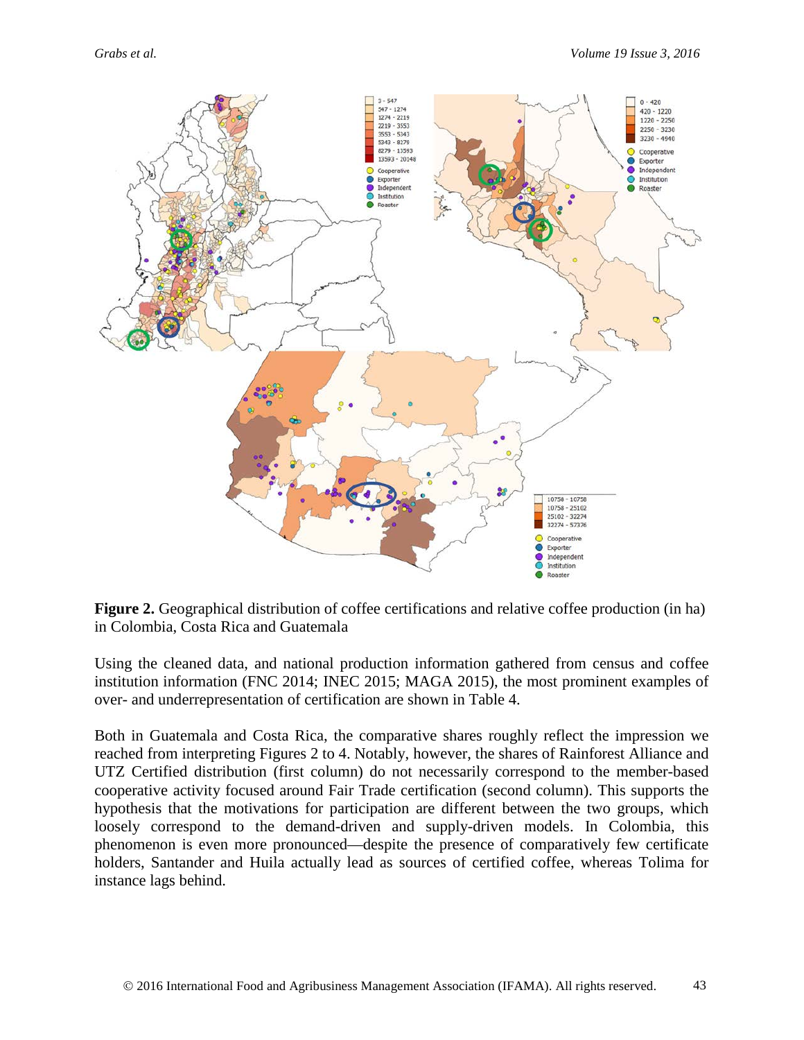**Figure 2.** Geographical distribution of coffee certifications and relative coffee production (in ha) in Colombia, Costa Rica and Guatemala

Using the cleaned data, and national production information gathered from census and coffee institution information (FNC 2014; INEC 2015; MAGA 2015), the most prominent examples of over- and underrepresentation of certification are shown in Table 4.

Both in Guatemala and Costa Rica, the comparative shares roughly reflect the impression we reached from interpreting Figures 2 to 4. Notably, however, the shares of Rainforest Alliance and UTZ Certified distribution (first column) do not necessarily correspond to the member-based cooperative activity focused around Fair Trade certification (second column). This supports the hypothesis that the motivations for participation are different between the two groups, which loosely correspond to the demand-driven and supply-driven models. In Colombia, this phenomenon is even more pronounced—despite the presence of comparatively few certificate holders, Santander and Huila actually lead as sources of certified coffee, whereas Tolima for instance lags behind.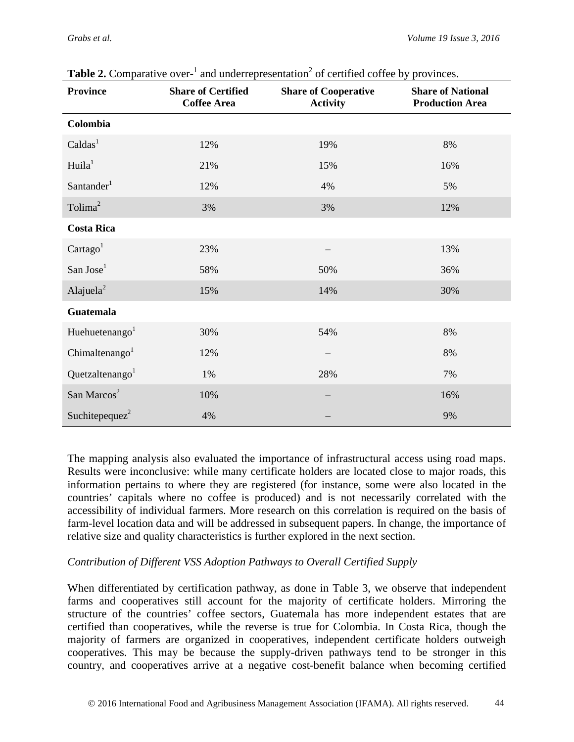**Table 2.** Comparative over-[1] and underrepresentation[2] of certified coffee by provinces.

| Province | Share of Certified Coffee Area | Share of Cooperative Activity | Share of National Production Area |
|---|---|---|---|
| **Colombia** | | | |
| Caldas[1] | 12% | 19% | 8% |
| Huila[1] | 21% | 15% | 16% |
| Santander[1] | 12% | 4% | 5% |
| Tolima[2] | 3% | 3% | 12% |
| **Costa Rica** | | | |
| Cartago[1] | 23% | – | 13% |
| San Jose[1] | 58% | 50% | 36% |
| Alajuela[2] | 15% | 14% | 30% |
| **Guatemala** | | | |
| Huehuetenango[1] | 30% | 54% | 8% |
| Chimaltenango[1] | 12% | – | 8% |
| Quetzaltenango[1] | 1% | 28% | 7% |
| San Marcos[2] | 10% | – | 16% |
| Suchitepequez[2] | 4% | – | 9% |

The mapping analysis also evaluated the importance of infrastructural access using road maps. Results were inconclusive: while many certificate holders are located close to major roads, this information pertains to where they are registered (for instance, some were also located in the countries' capitals where no coffee is produced) and is not necessarily correlated with the accessibility of individual farmers. More research on this correlation is required on the basis of farm-level location data and will be addressed in subsequent papers. In change, the importance of relative size and quality characteristics is further explored in the next section.

*Contribution of Different VSS Adoption Pathways to Overall Certified Supply*

When differentiated by certification pathway, as done in Table 3, we observe that independent farms and cooperatives still account for the majority of certificate holders. Mirroring the structure of the countries' coffee sectors, Guatemala has more independent estates that are certified than cooperatives, while the reverse is true for Colombia. In Costa Rica, though the majority of farmers are organized in cooperatives, independent certificate holders outweigh cooperatives. This may be because the supply-driven pathways tend to be stronger in this country, and cooperatives arrive at a negative cost-benefit balance when becoming certified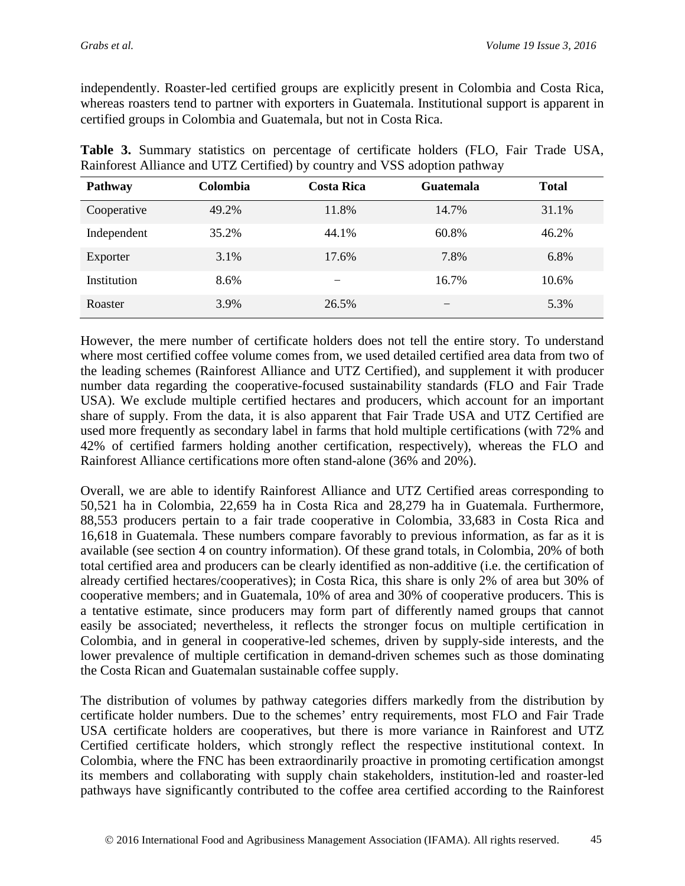independently. Roaster-led certified groups are explicitly present in Colombia and Costa Rica, whereas roasters tend to partner with exporters in Guatemala. Institutional support is apparent in certified groups in Colombia and Guatemala, but not in Costa Rica.

**Table 3.** Summary statistics on percentage of certificate holders (FLO, Fair Trade USA, Rainforest Alliance and UTZ Certified) by country and VSS adoption pathway

| Pathway | Colombia | Costa Rica | Guatemala | Total |
|---|---|---|---|---|
| Cooperative | 49.2% | 11.8% | 14.7% | 31.1% |
| Independent | 35.2% | 44.1% | 60.8% | 46.2% |
| Exporter | 3.1% | 17.6% | 7.8% | 6.8% |
| Institution | 8.6% | – | 16.7% | 10.6% |
| Roaster | 3.9% | 26.5% | – | 5.3% |

However, the mere number of certificate holders does not tell the entire story. To understand where most certified coffee volume comes from, we used detailed certified area data from two of the leading schemes (Rainforest Alliance and UTZ Certified), and supplement it with producer number data regarding the cooperative-focused sustainability standards (FLO and Fair Trade USA). We exclude multiple certified hectares and producers, which account for an important share of supply. From the data, it is also apparent that Fair Trade USA and UTZ Certified are used more frequently as secondary label in farms that hold multiple certifications (with 72% and 42% of certified farmers holding another certification, respectively), whereas the FLO and Rainforest Alliance certifications more often stand-alone (36% and 20%).

Overall, we are able to identify Rainforest Alliance and UTZ Certified areas corresponding to 50,521 ha in Colombia, 22,659 ha in Costa Rica and 28,279 ha in Guatemala. Furthermore, 88,553 producers pertain to a fair trade cooperative in Colombia, 33,683 in Costa Rica and 16,618 in Guatemala. These numbers compare favorably to previous information, as far as it is available (see section 4 on country information). Of these grand totals, in Colombia, 20% of both total certified area and producers can be clearly identified as non-additive (i.e. the certification of already certified hectares/cooperatives); in Costa Rica, this share is only 2% of area but 30% of cooperative members; and in Guatemala, 10% of area and 30% of cooperative producers. This is a tentative estimate, since producers may form part of differently named groups that cannot easily be associated; nevertheless, it reflects the stronger focus on multiple certification in Colombia, and in general in cooperative-led schemes, driven by supply-side interests, and the lower prevalence of multiple certification in demand-driven schemes such as those dominating the Costa Rican and Guatemalan sustainable coffee supply.

The distribution of volumes by pathway categories differs markedly from the distribution by certificate holder numbers. Due to the schemes' entry requirements, most FLO and Fair Trade USA certificate holders are cooperatives, but there is more variance in Rainforest and UTZ Certified certificate holders, which strongly reflect the respective institutional context. In Colombia, where the FNC has been extraordinarily proactive in promoting certification amongst its members and collaborating with supply chain stakeholders, institution-led and roaster-led pathways have significantly contributed to the coffee area certified according to the Rainforest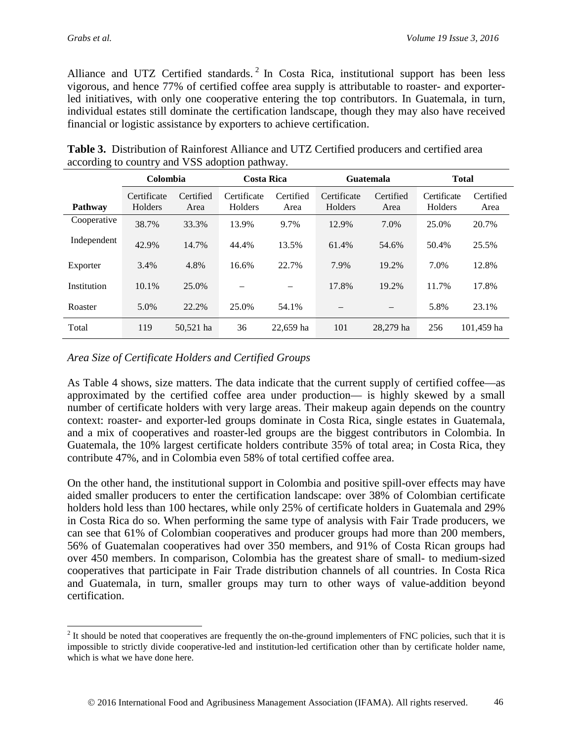Alliance and UTZ Certified standards.[2] In Costa Rica, institutional support has been less vigorous, and hence 77% of certified coffee area supply is attributable to roaster- and exporter-led initiatives, with only one cooperative entering the top contributors. In Guatemala, in turn, individual estates still dominate the certification landscape, though they may also have received financial or logistic assistance by exporters to achieve certification.

**Table 3.** Distribution of Rainforest Alliance and UTZ Certified producers and certified area according to country and VSS adoption pathway.

| | Colombia | | Costa Rica | | Guatemala | | Total | |
|---|---|---|---|---|---|---|---|---|
| Pathway | Certificate Holders | Certified Area | Certificate Holders | Certified Area | Certificate Holders | Certified Area | Certificate Holders | Certified Area |
| Cooperative | 38.7% | 33.3% | 13.9% | 9.7% | 12.9% | 7.0% | 25.0% | 20.7% |
| Independent | 42.9% | 14.7% | 44.4% | 13.5% | 61.4% | 54.6% | 50.4% | 25.5% |
| Exporter | 3.4% | 4.8% | 16.6% | 22.7% | 7.9% | 19.2% | 7.0% | 12.8% |
| Institution | 10.1% | 25.0% | – | – | 17.8% | 19.2% | 11.7% | 17.8% |
| Roaster | 5.0% | 22.2% | 25.0% | 54.1% | – | – | 5.8% | 23.1% |
| Total | 119 | 50,521 ha | 36 | 22,659 ha | 101 | 28,279 ha | 256 | 101,459 ha |

*Area Size of Certificate Holders and Certified Groups*

As Table 4 shows, size matters. The data indicate that the current supply of certified coffee—as approximated by the certified coffee area under production— is highly skewed by a small number of certificate holders with very large areas. Their makeup again depends on the country context: roaster- and exporter-led groups dominate in Costa Rica, single estates in Guatemala, and a mix of cooperatives and roaster-led groups are the biggest contributors in Colombia. In Guatemala, the 10% largest certificate holders contribute 35% of total area; in Costa Rica, they contribute 47%, and in Colombia even 58% of total certified coffee area.

On the other hand, the institutional support in Colombia and positive spill-over effects may have aided smaller producers to enter the certification landscape: over 38% of Colombian certificate holders hold less than 100 hectares, while only 25% of certificate holders in Guatemala and 29% in Costa Rica do so. When performing the same type of analysis with Fair Trade producers, we can see that 61% of Colombian cooperatives and producer groups had more than 200 members, 56% of Guatemalan cooperatives had over 350 members, and 91% of Costa Rican groups had over 450 members. In comparison, Colombia has the greatest share of small- to medium-sized cooperatives that participate in Fair Trade distribution channels of all countries. In Costa Rica and Guatemala, in turn, smaller groups may turn to other ways of value-addition beyond certification.

[2] It should be noted that cooperatives are frequently the on-the-ground implementers of FNC policies, such that it is impossible to strictly divide cooperative-led and institution-led certification other than by certificate holder name, which is what we have done here.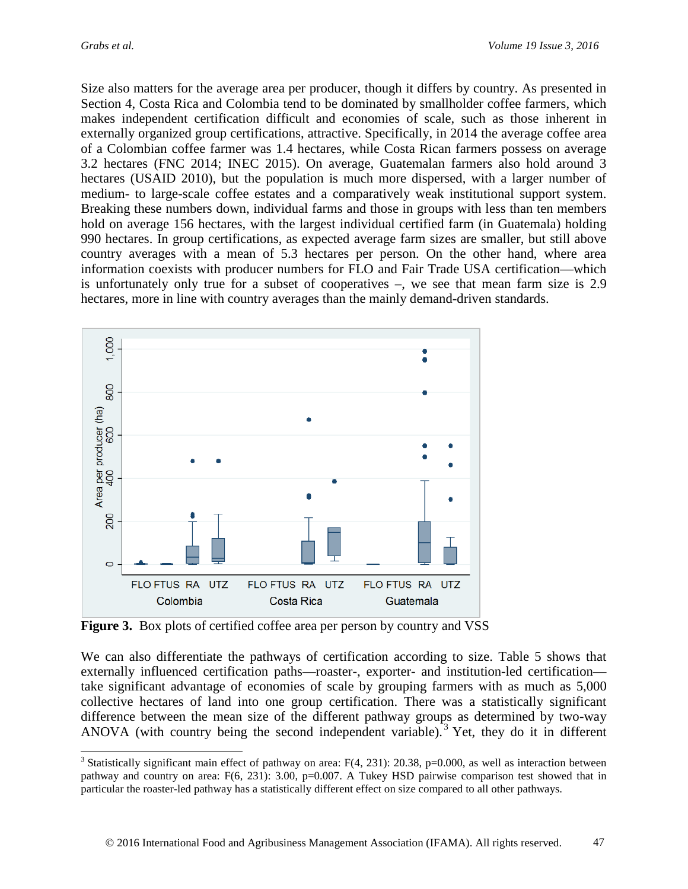Size also matters for the average area per producer, though it differs by country. As presented in Section 4, Costa Rica and Colombia tend to be dominated by smallholder coffee farmers, which makes independent certification difficult and economies of scale, such as those inherent in externally organized group certifications, attractive. Specifically, in 2014 the average coffee area of a Colombian coffee farmer was 1.4 hectares, while Costa Rican farmers possess on average 3.2 hectares (FNC 2014; INEC 2015). On average, Guatemalan farmers also hold around 3 hectares (USAID 2010), but the population is much more dispersed, with a larger number of medium- to large-scale coffee estates and a comparatively weak institutional support system. Breaking these numbers down, individual farms and those in groups with less than ten members hold on average 156 hectares, with the largest individual certified farm (in Guatemala) holding 990 hectares. In group certifications, as expected average farm sizes are smaller, but still above country averages with a mean of 5.3 hectares per person. On the other hand, where area information coexists with producer numbers for FLO and Fair Trade USA certification—which is unfortunately only true for a subset of cooperatives –, we see that mean farm size is 2.9 hectares, more in line with country averages than the mainly demand-driven standards.

**Figure 3.** Box plots of certified coffee area per person by country and VSS

We can also differentiate the pathways of certification according to size. Table 5 shows that externally influenced certification paths—roaster-, exporter- and institution-led certification—take significant advantage of economies of scale by grouping farmers with as much as 5,000 collective hectares of land into one group certification. There was a statistically significant difference between the mean size of the different pathway groups as determined by two-way ANOVA (with country being the second independent variable).[3] Yet, they do it in different

[3] Statistically significant main effect of pathway on area: $F(4, 231)$: 20.38, $p$=0.000, as well as interaction between pathway and country on area: $F(6, 231)$: 3.00, $p$=0.007. A Tukey HSD pairwise comparison test showed that in particular the roaster-led pathway has a statistically different effect on size compared to all other pathways.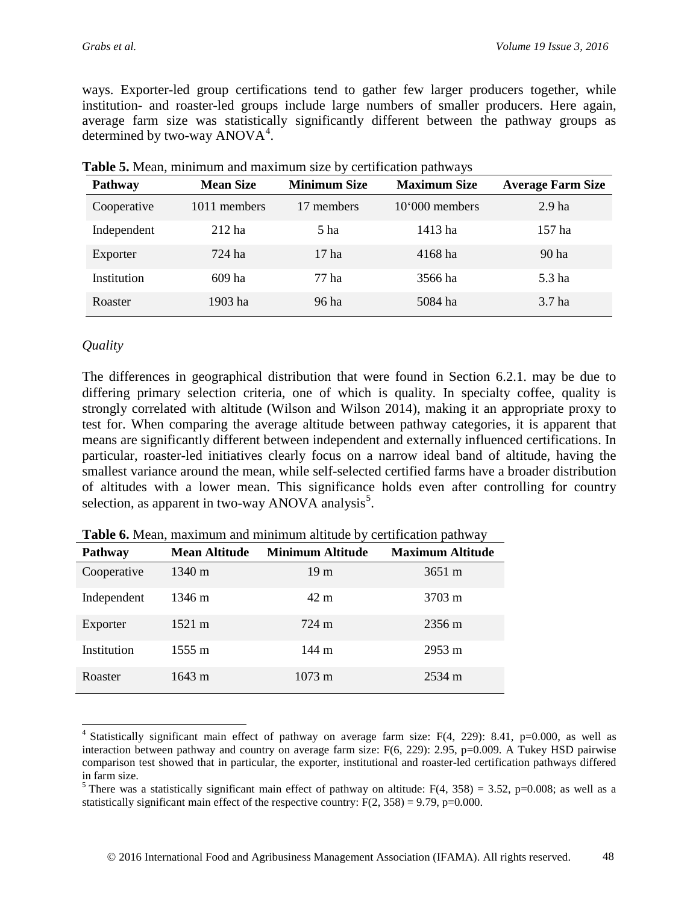ways. Exporter-led group certifications tend to gather few larger producers together, while institution- and roaster-led groups include large numbers of smaller producers. Here again, average farm size was statistically significantly different between the pathway groups as determined by two-way ANOVA[4].

**Table 5.** Mean, minimum and maximum size by certification pathways

| Pathway | Mean Size | Minimum Size | Maximum Size | Average Farm Size |
|---|---|---|---|---|
| Cooperative | 1011 members | 17 members | 10‘000 members | 2.9 ha |
| Independent | 212 ha | 5 ha | 1413 ha | 157 ha |
| Exporter | 724 ha | 17 ha | 4168 ha | 90 ha |
| Institution | 609 ha | 77 ha | 3566 ha | 5.3 ha |
| Roaster | 1903 ha | 96 ha | 5084 ha | 3.7 ha |

*Quality*

The differences in geographical distribution that were found in Section 6.2.1. may be due to differing primary selection criteria, one of which is quality. In specialty coffee, quality is strongly correlated with altitude (Wilson and Wilson 2014), making it an appropriate proxy to test for. When comparing the average altitude between pathway categories, it is apparent that means are significantly different between independent and externally influenced certifications. In particular, roaster-led initiatives clearly focus on a narrow ideal band of altitude, having the smallest variance around the mean, while self-selected certified farms have a broader distribution of altitudes with a lower mean. This significance holds even after controlling for country selection, as apparent in two-way ANOVA analysis[5].

**Table 6.** Mean, maximum and minimum altitude by certification pathway

| Pathway | Mean Altitude | Minimum Altitude | Maximum Altitude |
|---|---|---|---|
| Cooperative | 1340 m | 19 m | 3651 m |
| Independent | 1346 m | 42 m | 3703 m |
| Exporter | 1521 m | 724 m | 2356 m |
| Institution | 1555 m | 144 m | 2953 m |
| Roaster | 1643 m | 1073 m | 2534 m |

[4] Statistically significant main effect of pathway on average farm size: $F(4, 229)$: 8.41, $p=0.000$, as well as interaction between pathway and country on average farm size: $F(6, 229)$: 2.95, $p=0.009$. A Tukey HSD pairwise comparison test showed that in particular, the exporter, institutional and roaster-led certification pathways differed in farm size.

[5] There was a statistically significant main effect of pathway on altitude: $F(4, 358) = 3.52$, $p=0.008$; as well as a statistically significant main effect of the respective country: $F(2, 358) = 9.79$, $p=0.000$.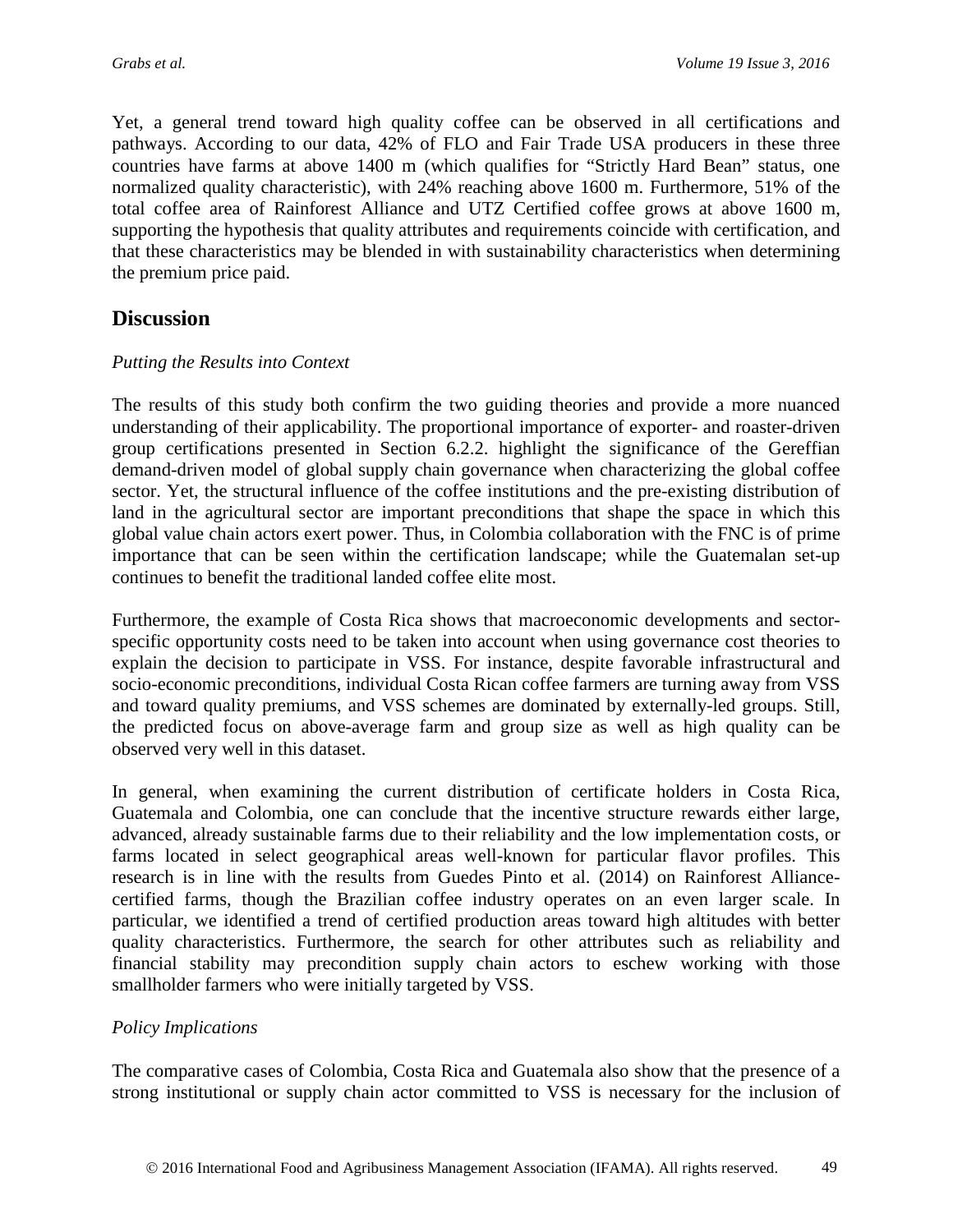Yet, a general trend toward high quality coffee can be observed in all certifications and pathways. According to our data, 42% of FLO and Fair Trade USA producers in these three countries have farms at above 1400 m (which qualifies for "Strictly Hard Bean" status, one normalized quality characteristic), with 24% reaching above 1600 m. Furthermore, 51% of the total coffee area of Rainforest Alliance and UTZ Certified coffee grows at above 1600 m, supporting the hypothesis that quality attributes and requirements coincide with certification, and that these characteristics may be blended in with sustainability characteristics when determining the premium price paid.

## Discussion

*Putting the Results into Context*

The results of this study both confirm the two guiding theories and provide a more nuanced understanding of their applicability. The proportional importance of exporter- and roaster-driven group certifications presented in Section 6.2.2. highlight the significance of the Gereffian demand-driven model of global supply chain governance when characterizing the global coffee sector. Yet, the structural influence of the coffee institutions and the pre-existing distribution of land in the agricultural sector are important preconditions that shape the space in which this global value chain actors exert power. Thus, in Colombia collaboration with the FNC is of prime importance that can be seen within the certification landscape; while the Guatemalan set-up continues to benefit the traditional landed coffee elite most.

Furthermore, the example of Costa Rica shows that macroeconomic developments and sector-specific opportunity costs need to be taken into account when using governance cost theories to explain the decision to participate in VSS. For instance, despite favorable infrastructural and socio-economic preconditions, individual Costa Rican coffee farmers are turning away from VSS and toward quality premiums, and VSS schemes are dominated by externally-led groups. Still, the predicted focus on above-average farm and group size as well as high quality can be observed very well in this dataset.

In general, when examining the current distribution of certificate holders in Costa Rica, Guatemala and Colombia, one can conclude that the incentive structure rewards either large, advanced, already sustainable farms due to their reliability and the low implementation costs, or farms located in select geographical areas well-known for particular flavor profiles. This research is in line with the results from Guedes Pinto et al. (2014) on Rainforest Alliance-certified farms, though the Brazilian coffee industry operates on an even larger scale. In particular, we identified a trend of certified production areas toward high altitudes with better quality characteristics. Furthermore, the search for other attributes such as reliability and financial stability may precondition supply chain actors to eschew working with those smallholder farmers who were initially targeted by VSS.

*Policy Implications*

The comparative cases of Colombia, Costa Rica and Guatemala also show that the presence of a strong institutional or supply chain actor committed to VSS is necessary for the inclusion of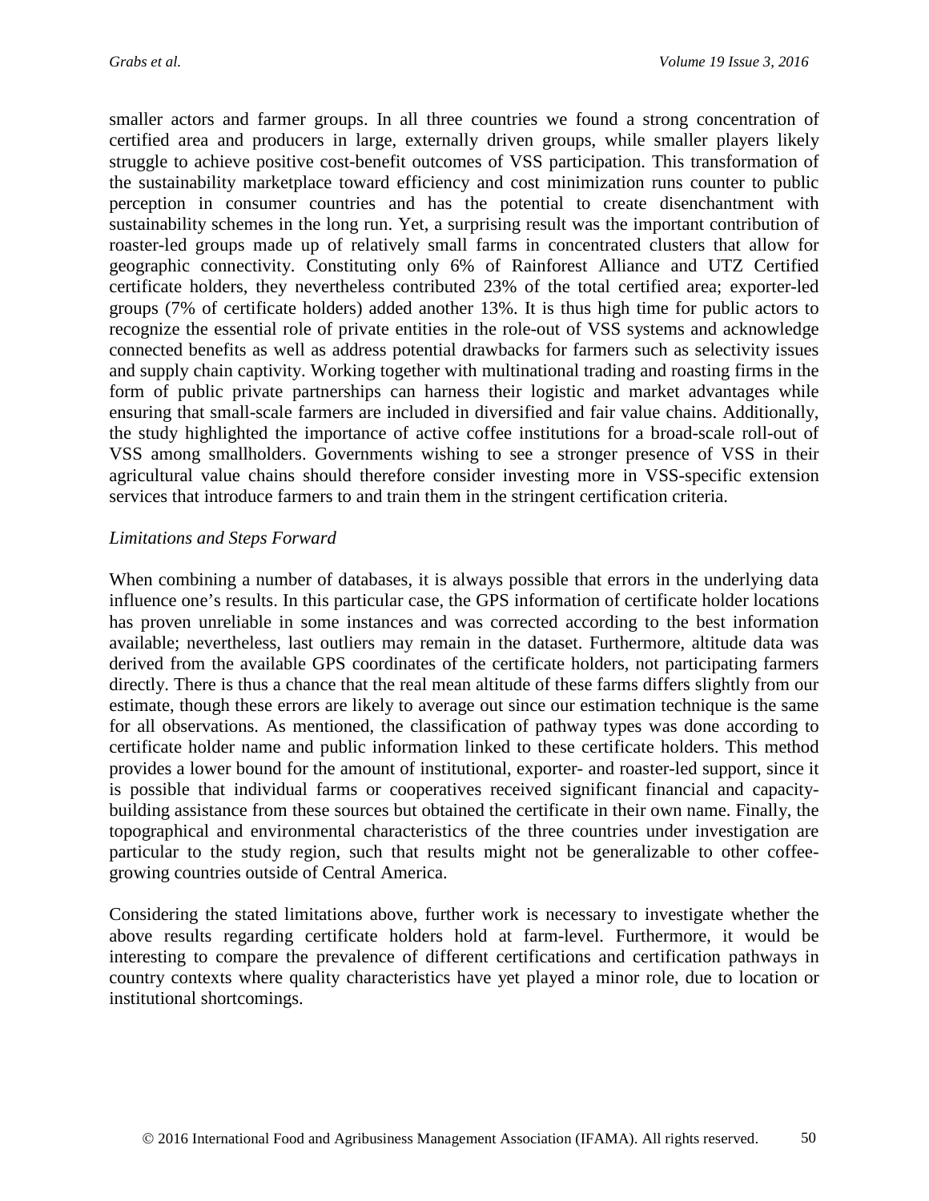smaller actors and farmer groups. In all three countries we found a strong concentration of certified area and producers in large, externally driven groups, while smaller players likely struggle to achieve positive cost-benefit outcomes of VSS participation. This transformation of the sustainability marketplace toward efficiency and cost minimization runs counter to public perception in consumer countries and has the potential to create disenchantment with sustainability schemes in the long run. Yet, a surprising result was the important contribution of roaster-led groups made up of relatively small farms in concentrated clusters that allow for geographic connectivity. Constituting only 6% of Rainforest Alliance and UTZ Certified certificate holders, they nevertheless contributed 23% of the total certified area; exporter-led groups (7% of certificate holders) added another 13%. It is thus high time for public actors to recognize the essential role of private entities in the role-out of VSS systems and acknowledge connected benefits as well as address potential drawbacks for farmers such as selectivity issues and supply chain captivity. Working together with multinational trading and roasting firms in the form of public private partnerships can harness their logistic and market advantages while ensuring that small-scale farmers are included in diversified and fair value chains. Additionally, the study highlighted the importance of active coffee institutions for a broad-scale roll-out of VSS among smallholders. Governments wishing to see a stronger presence of VSS in their agricultural value chains should therefore consider investing more in VSS-specific extension services that introduce farmers to and train them in the stringent certification criteria.

*Limitations and Steps Forward*

When combining a number of databases, it is always possible that errors in the underlying data influence one's results. In this particular case, the GPS information of certificate holder locations has proven unreliable in some instances and was corrected according to the best information available; nevertheless, last outliers may remain in the dataset. Furthermore, altitude data was derived from the available GPS coordinates of the certificate holders, not participating farmers directly. There is thus a chance that the real mean altitude of these farms differs slightly from our estimate, though these errors are likely to average out since our estimation technique is the same for all observations. As mentioned, the classification of pathway types was done according to certificate holder name and public information linked to these certificate holders. This method provides a lower bound for the amount of institutional, exporter- and roaster-led support, since it is possible that individual farms or cooperatives received significant financial and capacity-building assistance from these sources but obtained the certificate in their own name. Finally, the topographical and environmental characteristics of the three countries under investigation are particular to the study region, such that results might not be generalizable to other coffee-growing countries outside of Central America.

Considering the stated limitations above, further work is necessary to investigate whether the above results regarding certificate holders hold at farm-level. Furthermore, it would be interesting to compare the prevalence of different certifications and certification pathways in country contexts where quality characteristics have yet played a minor role, due to location or institutional shortcomings.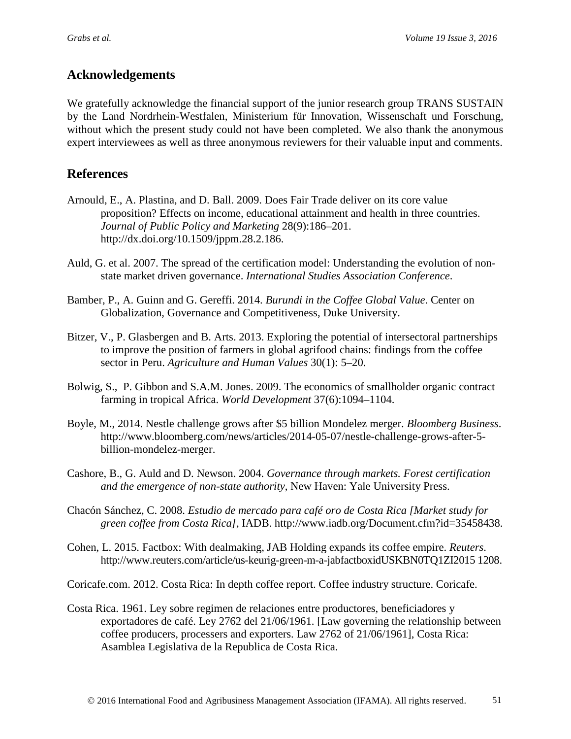## Acknowledgements

We gratefully acknowledge the financial support of the junior research group TRANS SUSTAIN by the Land Nordrhein-Westfalen, Ministerium für Innovation, Wissenschaft und Forschung, without which the present study could not have been completed. We also thank the anonymous expert interviewees as well as three anonymous reviewers for their valuable input and comments.

## References

Arnould, E., A. Plastina, and D. Ball. 2009. Does Fair Trade deliver on its core value proposition? Effects on income, educational attainment and health in three countries. *Journal of Public Policy and Marketing* 28(9):186–201. http://dx.doi.org/10.1509/jppm.28.2.186.

Auld, G. et al. 2007. The spread of the certification model: Understanding the evolution of non-state market driven governance. *International Studies Association Conference*.

Bamber, P., A. Guinn and G. Gereffi. 2014. *Burundi in the Coffee Global Value*. Center on Globalization, Governance and Competitiveness, Duke University.

Bitzer, V., P. Glasbergen and B. Arts. 2013. Exploring the potential of intersectoral partnerships to improve the position of farmers in global agrifood chains: findings from the coffee sector in Peru. *Agriculture and Human Values* 30(1): 5–20.

Bolwig, S., P. Gibbon and S.A.M. Jones. 2009. The economics of smallholder organic contract farming in tropical Africa. *World Development* 37(6):1094–1104.

Boyle, M., 2014. Nestle challenge grows after $5 billion Mondelez merger. *Bloomberg Business*. http://www.bloomberg.com/news/articles/2014-05-07/nestle-challenge-grows-after-5-billion-mondelez-merger.

Cashore, B., G. Auld and D. Newson. 2004. *Governance through markets. Forest certification and the emergence of non-state authority*, New Haven: Yale University Press.

Chacón Sánchez, C. 2008. *Estudio de mercado para café oro de Costa Rica [Market study for green coffee from Costa Rica]*, IADB. http://www.iadb.org/Document.cfm?id=35458438.

Cohen, L. 2015. Factbox: With dealmaking, JAB Holding expands its coffee empire. *Reuters*. http://www.reuters.com/article/us-keurig-green-m-a-jabfactboxidUSKBN0TQ1ZI2015 1208.

Coricafe.com. 2012. Costa Rica: In depth coffee report. Coffee industry structure. Coricafe.

Costa Rica. 1961. Ley sobre regimen de relaciones entre productores, beneficiadores y exportadores de café. Ley 2762 del 21/06/1961. [Law governing the relationship between coffee producers, processers and exporters. Law 2762 of 21/06/1961], Costa Rica: Asamblea Legislativa de la Republica de Costa Rica.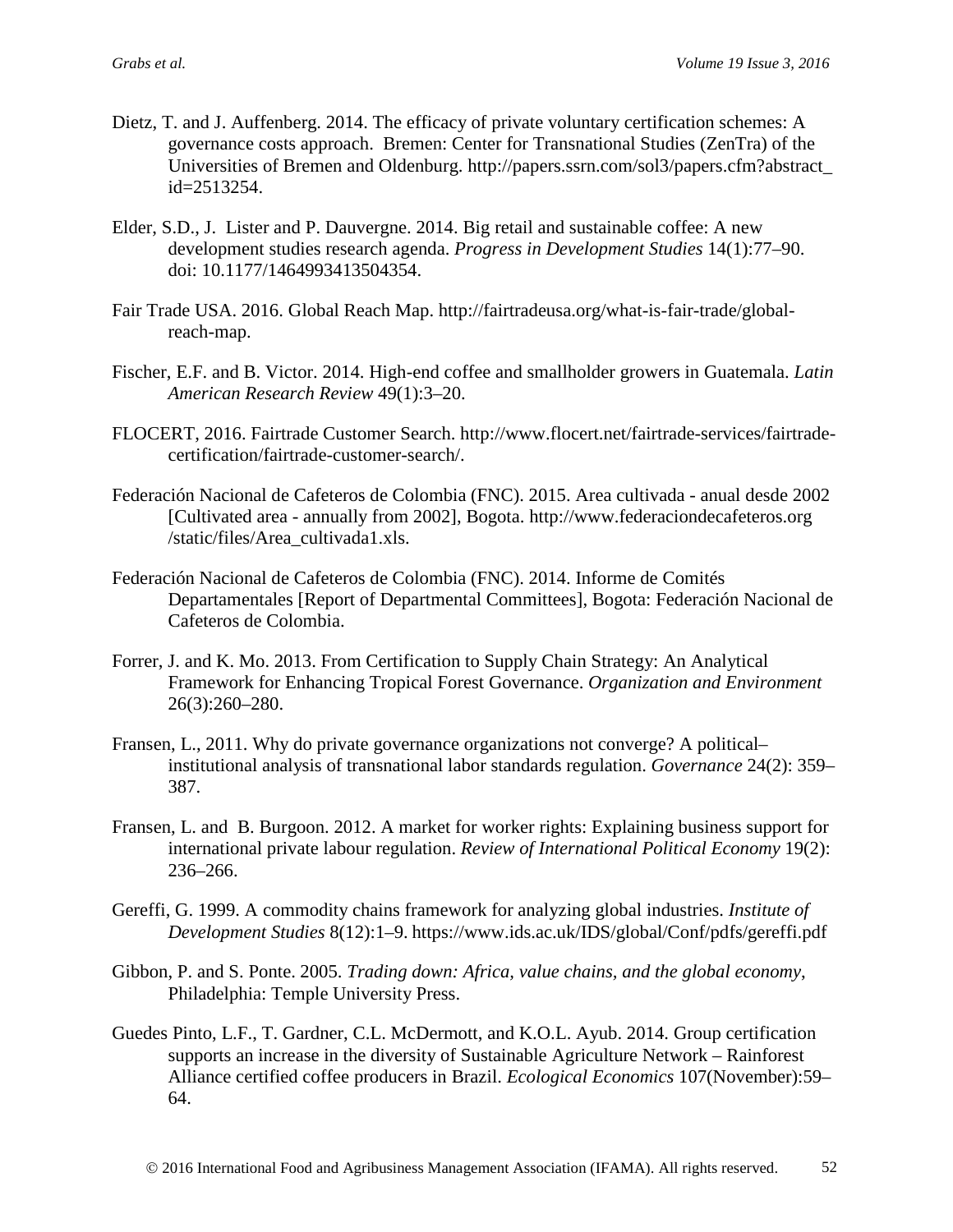Dietz, T. and J. Auffenberg. 2014. The efficacy of private voluntary certification schemes: A governance costs approach. Bremen: Center for Transnational Studies (ZenTra) of the Universities of Bremen and Oldenburg. http://papers.ssrn.com/sol3/papers.cfm?abstract_id=2513254.

Elder, S.D., J. Lister and P. Dauvergne. 2014. Big retail and sustainable coffee: A new development studies research agenda. *Progress in Development Studies* 14(1):77–90. doi: 10.1177/1464993413504354.

Fair Trade USA. 2016. Global Reach Map. http://fairtradeusa.org/what-is-fair-trade/global-reach-map.

Fischer, E.F. and B. Victor. 2014. High-end coffee and smallholder growers in Guatemala. *Latin American Research Review* 49(1):3–20.

FLOCERT, 2016. Fairtrade Customer Search. http://www.flocert.net/fairtrade-services/fairtrade-certification/fairtrade-customer-search/.

Federación Nacional de Cafeteros de Colombia (FNC). 2015. Area cultivada - anual desde 2002 [Cultivated area - annually from 2002], Bogota. http://www.federaciondecafeteros.org/static/files/Area_cultivada1.xls.

Federación Nacional de Cafeteros de Colombia (FNC). 2014. Informe de Comités Departamentales [Report of Departmental Committees], Bogota: Federación Nacional de Cafeteros de Colombia.

Forrer, J. and K. Mo. 2013. From Certification to Supply Chain Strategy: An Analytical Framework for Enhancing Tropical Forest Governance. *Organization and Environment* 26(3):260–280.

Fransen, L., 2011. Why do private governance organizations not converge? A political–institutional analysis of transnational labor standards regulation. *Governance* 24(2): 359–387.

Fransen, L. and B. Burgoon. 2012. A market for worker rights: Explaining business support for international private labour regulation. *Review of International Political Economy* 19(2): 236–266.

Gereffi, G. 1999. A commodity chains framework for analyzing global industries. *Institute of Development Studies* 8(12):1–9. https://www.ids.ac.uk/IDS/global/Conf/pdfs/gereffi.pdf

Gibbon, P. and S. Ponte. 2005. *Trading down: Africa, value chains, and the global economy*, Philadelphia: Temple University Press.

Guedes Pinto, L.F., T. Gardner, C.L. McDermott, and K.O.L. Ayub. 2014. Group certification supports an increase in the diversity of Sustainable Agriculture Network – Rainforest Alliance certified coffee producers in Brazil. *Ecological Economics* 107(November):59–64.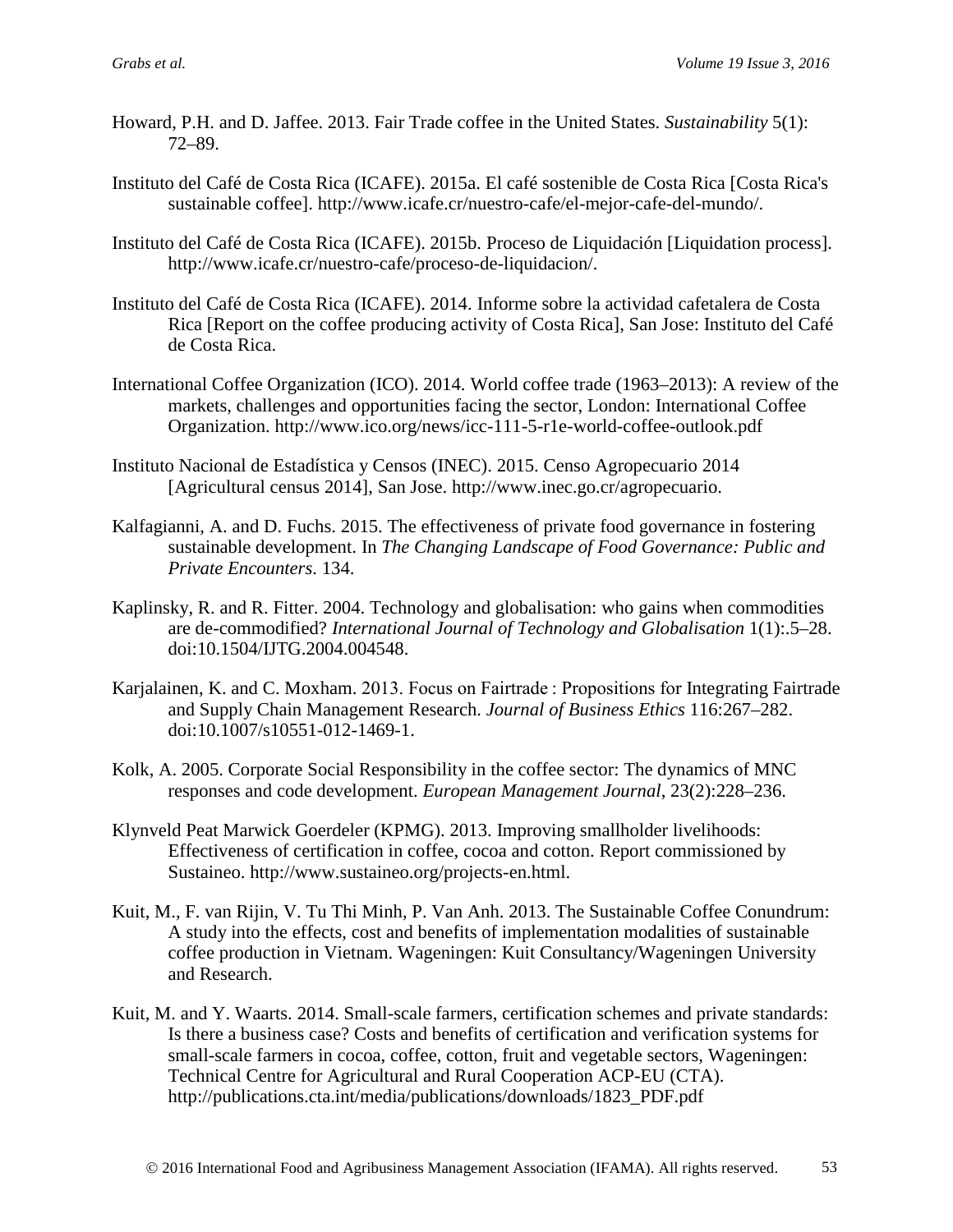Howard, P.H. and D. Jaffee. 2013. Fair Trade coffee in the United States. *Sustainability* 5(1): 72–89.

Instituto del Café de Costa Rica (ICAFE). 2015a. El café sostenible de Costa Rica [Costa Rica's sustainable coffee]. http://www.icafe.cr/nuestro-cafe/el-mejor-cafe-del-mundo/.

Instituto del Café de Costa Rica (ICAFE). 2015b. Proceso de Liquidación [Liquidation process]. http://www.icafe.cr/nuestro-cafe/proceso-de-liquidacion/.

Instituto del Café de Costa Rica (ICAFE). 2014. Informe sobre la actividad cafetalera de Costa Rica [Report on the coffee producing activity of Costa Rica], San Jose: Instituto del Café de Costa Rica.

International Coffee Organization (ICO). 2014. World coffee trade (1963–2013): A review of the markets, challenges and opportunities facing the sector, London: International Coffee Organization. http://www.ico.org/news/icc-111-5-r1e-world-coffee-outlook.pdf

Instituto Nacional de Estadística y Censos (INEC). 2015. Censo Agropecuario 2014 [Agricultural census 2014], San Jose. http://www.inec.go.cr/agropecuario.

Kalfagianni, A. and D. Fuchs. 2015. The effectiveness of private food governance in fostering sustainable development. In *The Changing Landscape of Food Governance: Public and Private Encounters*. 134.

Kaplinsky, R. and R. Fitter. 2004. Technology and globalisation: who gains when commodities are de-commodified? *International Journal of Technology and Globalisation* 1(1):.5–28. doi:10.1504/IJTG.2004.004548.

Karjalainen, K. and C. Moxham. 2013. Focus on Fairtrade : Propositions for Integrating Fairtrade and Supply Chain Management Research. *Journal of Business Ethics* 116:267–282. doi:10.1007/s10551-012-1469-1.

Kolk, A. 2005. Corporate Social Responsibility in the coffee sector: The dynamics of MNC responses and code development. *European Management Journal*, 23(2):228–236.

Klynveld Peat Marwick Goerdeler (KPMG). 2013. Improving smallholder livelihoods: Effectiveness of certification in coffee, cocoa and cotton. Report commissioned by Sustaineo. http://www.sustaineo.org/projects-en.html.

Kuit, M., F. van Rijin, V. Tu Thi Minh, P. Van Anh. 2013. The Sustainable Coffee Conundrum: A study into the effects, cost and benefits of implementation modalities of sustainable coffee production in Vietnam. Wageningen: Kuit Consultancy/Wageningen University and Research.

Kuit, M. and Y. Waarts. 2014. Small-scale farmers, certification schemes and private standards: Is there a business case? Costs and benefits of certification and verification systems for small-scale farmers in cocoa, coffee, cotton, fruit and vegetable sectors, Wageningen: Technical Centre for Agricultural and Rural Cooperation ACP-EU (CTA). http://publications.cta.int/media/publications/downloads/1823_PDF.pdf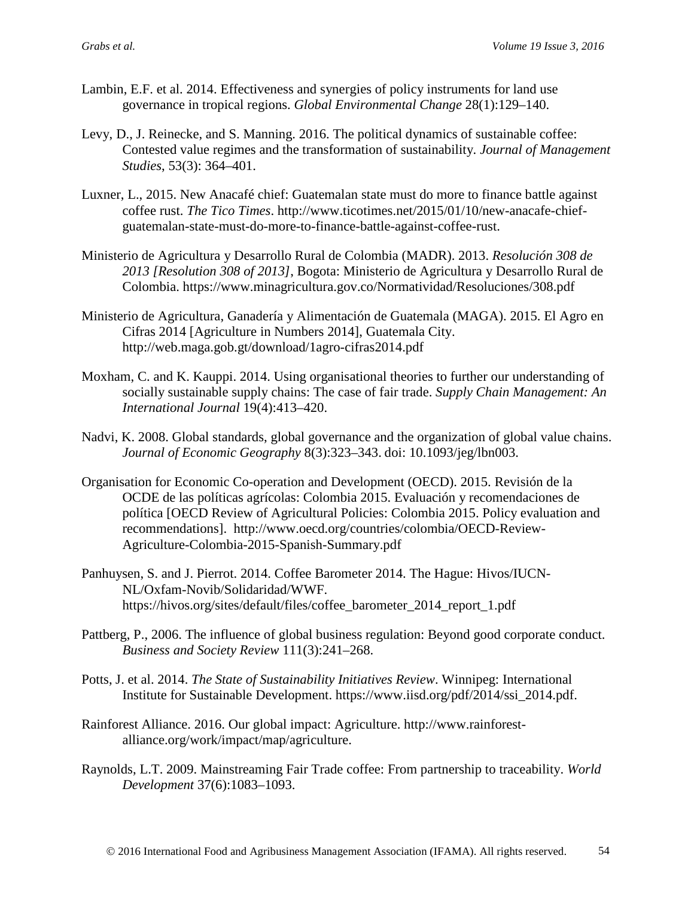Lambin, E.F. et al. 2014. Effectiveness and synergies of policy instruments for land use governance in tropical regions. *Global Environmental Change* 28(1):129–140.

Levy, D., J. Reinecke, and S. Manning. 2016. The political dynamics of sustainable coffee: Contested value regimes and the transformation of sustainability. *Journal of Management Studies*, 53(3): 364–401.

Luxner, L., 2015. New Anacafé chief: Guatemalan state must do more to finance battle against coffee rust. *The Tico Times*. http://www.ticotimes.net/2015/01/10/new-anacafe-chief-guatemalan-state-must-do-more-to-finance-battle-against-coffee-rust.

Ministerio de Agricultura y Desarrollo Rural de Colombia (MADR). 2013. *Resolución 308 de 2013 [Resolution 308 of 2013]*, Bogota: Ministerio de Agricultura y Desarrollo Rural de Colombia. https://www.minagricultura.gov.co/Normatividad/Resoluciones/308.pdf

Ministerio de Agricultura, Ganadería y Alimentación de Guatemala (MAGA). 2015. El Agro en Cifras 2014 [Agriculture in Numbers 2014], Guatemala City. http://web.maga.gob.gt/download/1agro-cifras2014.pdf

Moxham, C. and K. Kauppi. 2014. Using organisational theories to further our understanding of socially sustainable supply chains: The case of fair trade. *Supply Chain Management: An International Journal* 19(4):413–420.

Nadvi, K. 2008. Global standards, global governance and the organization of global value chains. *Journal of Economic Geography* 8(3):323–343. doi: 10.1093/jeg/lbn003.

Organisation for Economic Co-operation and Development (OECD). 2015. Revisión de la OCDE de las políticas agrícolas: Colombia 2015. Evaluación y recomendaciones de política [OECD Review of Agricultural Policies: Colombia 2015. Policy evaluation and recommendations]. http://www.oecd.org/countries/colombia/OECD-Review-Agriculture-Colombia-2015-Spanish-Summary.pdf

Panhuysen, S. and J. Pierrot. 2014. Coffee Barometer 2014. The Hague: Hivos/IUCN-NL/Oxfam-Novib/Solidaridad/WWF. https://hivos.org/sites/default/files/coffee_barometer_2014_report_1.pdf

Pattberg, P., 2006. The influence of global business regulation: Beyond good corporate conduct. *Business and Society Review* 111(3):241–268.

Potts, J. et al. 2014. *The State of Sustainability Initiatives Review*. Winnipeg: International Institute for Sustainable Development. https://www.iisd.org/pdf/2014/ssi_2014.pdf.

Rainforest Alliance. 2016. Our global impact: Agriculture. http://www.rainforest-alliance.org/work/impact/map/agriculture.

Raynolds, L.T. 2009. Mainstreaming Fair Trade coffee: From partnership to traceability. *World Development* 37(6):1083–1093.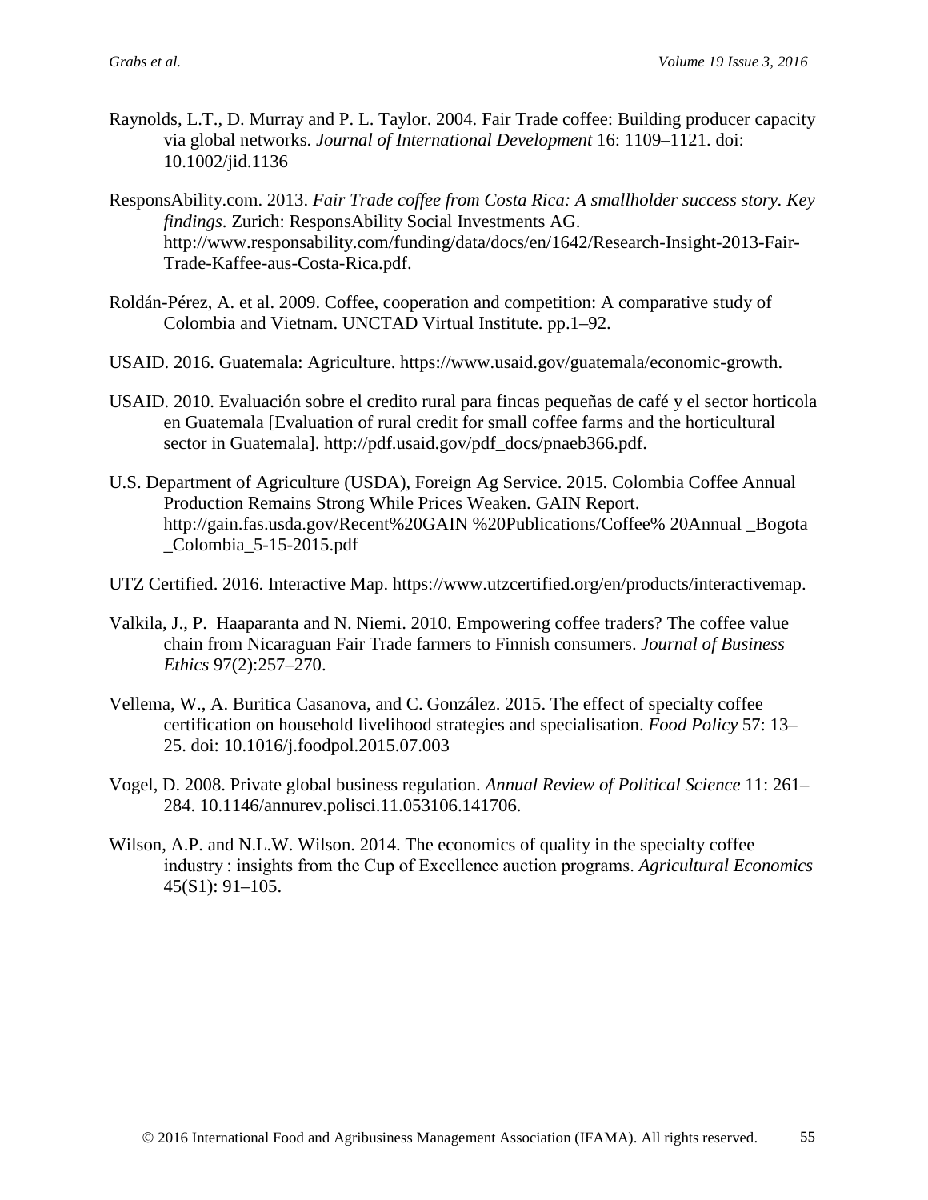Raynolds, L.T., D. Murray and P. L. Taylor. 2004. Fair Trade coffee: Building producer capacity via global networks. *Journal of International Development* 16: 1109–1121. doi: 10.1002/jid.1136

ResponsAbility.com. 2013. *Fair Trade coffee from Costa Rica: A smallholder success story. Key findings*. Zurich: ResponsAbility Social Investments AG. http://www.responsability.com/funding/data/docs/en/1642/Research-Insight-2013-Fair-Trade-Kaffee-aus-Costa-Rica.pdf.

Roldán-Pérez, A. et al. 2009. Coffee, cooperation and competition: A comparative study of Colombia and Vietnam. UNCTAD Virtual Institute. pp.1–92.

USAID. 2016. Guatemala: Agriculture. https://www.usaid.gov/guatemala/economic-growth.

USAID. 2010. Evaluación sobre el credito rural para fincas pequeñas de café y el sector horticola en Guatemala [Evaluation of rural credit for small coffee farms and the horticultural sector in Guatemala]. http://pdf.usaid.gov/pdf_docs/pnaeb366.pdf.

U.S. Department of Agriculture (USDA), Foreign Ag Service. 2015. Colombia Coffee Annual Production Remains Strong While Prices Weaken. GAIN Report. http://gain.fas.usda.gov/Recent%20GAIN %20Publications/Coffee% 20Annual _Bogota _Colombia_5-15-2015.pdf

UTZ Certified. 2016. Interactive Map. https://www.utzcertified.org/en/products/interactivemap.

Valkila, J., P. Haaparanta and N. Niemi. 2010. Empowering coffee traders? The coffee value chain from Nicaraguan Fair Trade farmers to Finnish consumers. *Journal of Business Ethics* 97(2):257–270.

Vellema, W., A. Buritica Casanova, and C. González. 2015. The effect of specialty coffee certification on household livelihood strategies and specialisation. *Food Policy* 57: 13–25. doi: 10.1016/j.foodpol.2015.07.003

Vogel, D. 2008. Private global business regulation. *Annual Review of Political Science* 11: 261–284. 10.1146/annurev.polisci.11.053106.141706.

Wilson, A.P. and N.L.W. Wilson. 2014. The economics of quality in the specialty coffee industry : insights from the Cup of Excellence auction programs. *Agricultural Economics* 45(S1): 91–105.